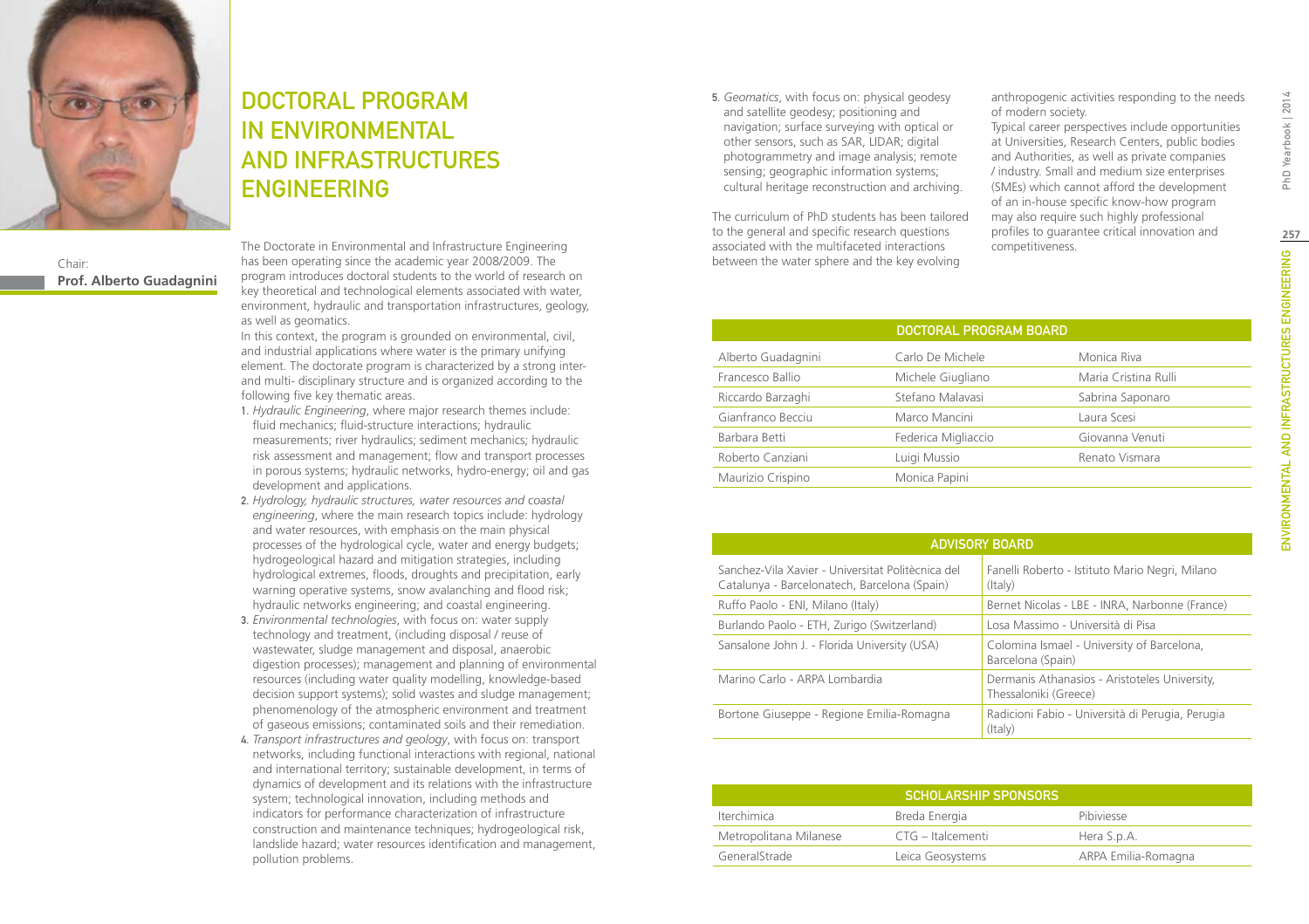# DOCTORAL PROGRAM IN ENVIRONMENTAL AND INFRASTRUCTURES ENGINEERING

Chair:
**Prof. Alberto Guadagnini**

The Doctorate in Environmental and Infrastructure Engineering has been operating since the academic year 2008/2009. The program introduces doctoral students to the world of research on key theoretical and technological elements associated with water, environment, hydraulic and transportation infrastructures, geology, as well as geomatics.

In this context, the program is grounded on environmental, civil, and industrial applications where water is the primary unifying element. The doctorate program is characterized by a strong inter- and multi- disciplinary structure and is organized according to the following five key thematic areas.

1. *Hydraulic Engineering*, where major research themes include: fluid mechanics; fluid-structure interactions; hydraulic measurements; river hydraulics; sediment mechanics; hydraulic risk assessment and management; flow and transport processes in porous systems; hydraulic networks, hydro-energy; oil and gas development and applications.
2. *Hydrology, hydraulic structures, water resources and coastal engineering*, where the main research topics include: hydrology and water resources, with emphasis on the main physical processes of the hydrological cycle, water and energy budgets; hydrogeological hazard and mitigation strategies, including hydrological extremes, floods, droughts and precipitation, early warning operative systems, snow avalanching and flood risk; hydraulic networks engineering; and coastal engineering.
3. *Environmental technologies*, with focus on: water supply technology and treatment, (including disposal / reuse of wastewater, sludge management and disposal, anaerobic digestion processes); management and planning of environmental resources (including water quality modelling, knowledge-based decision support systems); solid wastes and sludge management; phenomenology of the atmospheric environment and treatment of gaseous emissions; contaminated soils and their remediation.
4. *Transport infrastructures and geology*, with focus on: transport networks, including functional interactions with regional, national and international territory; sustainable development, in terms of dynamics of development and its relations with the infrastructure system; technological innovation, including methods and indicators for performance characterization of infrastructure construction and maintenance techniques; hydrogeological risk, landslide hazard; water resources identification and management, pollution problems.
5. *Geomatics*, with focus on: physical geodesy and satellite geodesy; positioning and navigation; surface surveying with optical or other sensors, such as SAR, LIDAR; digital photogrammetry and image analysis; remote sensing; geographic information systems; cultural heritage reconstruction and archiving.

The curriculum of PhD students has been tailored to the general and specific research questions associated with the multifaceted interactions between the water sphere and the key evolving anthropogenic activities responding to the needs of modern society.

Typical career perspectives include opportunities at Universities, Research Centers, public bodies and Authorities, as well as private companies / industry. Small and medium size enterprises (SMEs) which cannot afford the development of an in-house specific know-how program may also require such highly professional profiles to guarantee critical innovation and competitiveness.

| DOCTORAL PROGRAM BOARD | | |
|---|---|---|
| Alberto Guadagnini | Carlo De Michele | Monica Riva |
| Francesco Ballio | Michele Giugliano | Maria Cristina Rulli |
| Riccardo Barzaghi | Stefano Malavasi | Sabrina Saponaro |
| Gianfranco Becciu | Marco Mancini | Laura Scesi |
| Barbara Betti | Federica Migliaccio | Giovanna Venuti |
| Roberto Canziani | Luigi Mussio | Renato Vismara |
| Maurizio Crispino | Monica Papini | |

| ADVISORY BOARD | |
|---|---|
| Sanchez-Vila Xavier - Universitat Politècnica del Catalunya - Barcelonatech, Barcelona (Spain) | Fanelli Roberto - Istituto Mario Negri, Milano (Italy) |
| Ruffo Paolo - ENI, Milano (Italy) | Bernet Nicolas - LBE - INRA, Narbonne (France) |
| Burlando Paolo - ETH, Zurigo (Switzerland) | Losa Massimo - Università di Pisa |
| Sansalone John J. - Florida University (USA) | Colomina Ismael - University of Barcelona, Barcelona (Spain) |
| Marino Carlo - ARPA Lombardia | Dermanis Athanasios - Aristoteles University, Thessaloniki (Greece) |
| Bortone Giuseppe - Regione Emilia-Romagna | Radicioni Fabio - Università di Perugia, Perugia (Italy) |

| SCHOLARSHIP SPONSORS | | |
|---|---|---|
| Iterchimica | Breda Energia | Pibiviesse |
| Metropolitana Milanese | CTG – Italcementi | Hera S.p.A. |
| GeneralStrade | Leica Geosystems | ARPA Emilia-Romagna |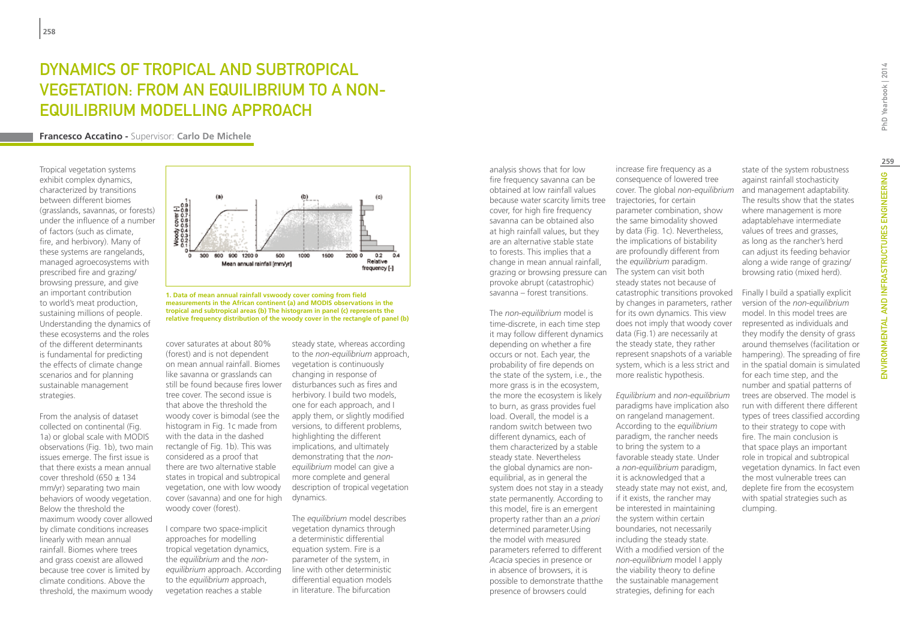# Dynamics of Tropical and Subtropical Vegetation: From an Equilibrium to a Non-Equilibrium Modelling Approach

**Francesco Accatino** - Supervisor: **Carlo De Michele**

Tropical vegetation systems exhibit complex dynamics, characterized by transitions between different biomes (grasslands, savannas, or forests) under the influence of a number of factors (such as climate, fire, and herbivory). Many of these systems are rangelands, managed agroecosystems with prescribed fire and grazing/browsing pressure, and give an important contribution to world's meat production, sustaining millions of people. Understanding the dynamics of these ecosystems and the roles of the different determinants is fundamental for predicting the effects of climate change scenarios and for planning sustainable management strategies.

From the analysis of dataset collected on continental (Fig. 1a) or global scale with MODIS observations (Fig. 1b), two main issues emerge. The first issue is that there exists a mean annual cover threshold (650 ± 134 mm/yr) separating two main behaviors of woody vegetation. Below the threshold the maximum woody cover allowed by climate conditions increases linearly with mean annual rainfall. Biomes where trees and grass coexist are allowed because tree cover is limited by climate conditions. Above the threshold, the maximum woody cover saturates at about 80% (forest) and is not dependent on mean annual rainfall. Biomes like savanna or grasslands can still be found because fires lower tree cover. The second issue is that above the threshold the woody cover is bimodal (see the histogram in Fig. 1c made from with the data in the dashed rectangle of Fig. 1b). This was considered as a proof that there are two alternative stable states in tropical and subtropical vegetation, one with low woody cover (savanna) and one for high woody cover (forest).

**1. Data of mean annual rainfall vswoody cover coming from field measurements in the African continent (a) and MODIS observations in the tropical and subtropical areas (b) The histogram in panel (c) represents the relative frequency distribution of the woody cover in the rectangle of panel (b)**

I compare two space-implicit approaches for modelling tropical vegetation dynamics, the *equilibrium* and the *non-equilibrium* approach. According to the *equilibrium* approach, vegetation reaches a stable steady state, whereas according to the *non-equilibrium* approach, vegetation is continuously changing in response of disturbances such as fires and herbivory. I build two models, one for each approach, and I apply them, or slightly modified versions, to different problems, highlighting the different implications, and ultimately demonstrating that the *non-equilibrium* model can give a more complete and general description of tropical vegetation dynamics.

The *equilibrium* model describes vegetation dynamics through a deterministic differential equation system. Fire is a parameter of the system, in line with other deterministic differential equation models in literature. The bifurcation analysis shows that for low fire frequency savanna can be obtained at low rainfall values because water scarcity limits tree cover, for high fire frequency savanna can be obtained also at high rainfall values, but they are an alternative stable state to forests. This implies that a change in mean annual rainfall, grazing or browsing pressure can provoke abrupt (catastrophic) savanna – forest transitions.

The *non-equilibrium* model is time-discrete, in each time step it may follow different dynamics depending on whether a fire occurs or not. Each year, the probability of fire depends on the state of the system, i.e., the more grass is in the ecosystem, the more the ecosystem is likely to burn, as grass provides fuel load. Overall, the model is a random switch between two different dynamics, each of them characterized by a stable steady state. Nevertheless the global dynamics are non-equilibrial, as in general the system does not stay in a steady state permanently. According to this model, fire is an emergent property rather than an *a priori* determined parameter.Using the model with measured parameters referred to different *Acacia* species in presence or in absence of browsers, it is possible to demonstrate thatthe presence of browsers could increase fire frequency as a consequence of lowered tree cover. The global *non-equilibrium* trajectories, for certain parameter combination, show the same bimodality showed by data (Fig. 1c). Nevertheless, the implications of bistability are profoundly different from the *equilibrium* paradigm. The system can visit both steady states not because of catastrophic transitions provoked by changes in parameters, rather for its own dynamics. This view does not imply that woody cover data (Fig.1) are necessarily at the steady state, they rather represent snapshots of a variable system, which is a less strict and more realistic hypothesis.

*Equilibrium* and *non-equilibrium* paradigms have implication also on rangeland management. According to the *equilibrium* paradigm, the rancher needs to bring the system to a favorable steady state. Under a *non-equilibrium* paradigm, it is acknowledged that a steady state may not exist, and, if it exists, the rancher may be interested in maintaining the system within certain boundaries, not necessarily including the steady state. With a modified version of the *non-equilibrium* model I apply the viability theory to define the sustainable management strategies, defining for each state of the system robustness against rainfall stochasticity and management adaptability. The results show that the states where management is more adaptablehave intermediate values of trees and grasses, as long as the rancher's herd can adjust its feeding behavior along a wide range of grazing/browsing ratio (mixed herd).

Finally I build a spatially explicit version of the *non-equilibrium* model. In this model trees are represented as individuals and they modify the density of grass around themselves (facilitation or hampering). The spreading of fire in the spatial domain is simulated for each time step, and the number and spatial patterns of trees are observed. The model is run with different there different types of trees classified according to their strategy to cope with fire. The main conclusion is that space plays an important role in tropical and subtropical vegetation dynamics. In fact even the most vulnerable trees can deplete fire from the ecosystem with spatial strategies such as clumping.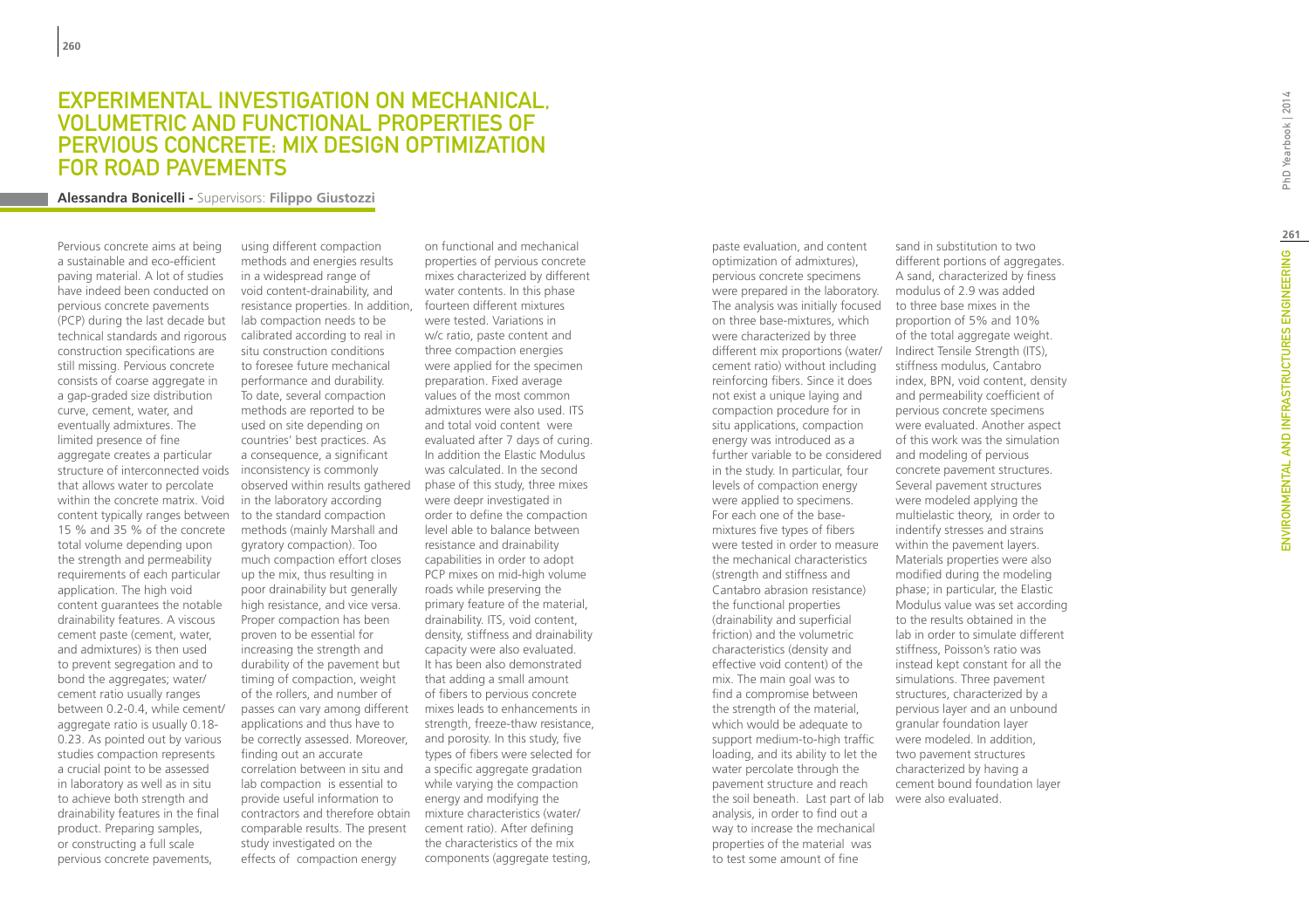# Experimental Investigation on Mechanical, Volumetric and Functional Properties of Pervious Concrete: Mix Design Optimization for Road Pavements

**Alessandra Bonicelli -** Supervisors: **Filippo Giustozzi**

Pervious concrete aims at being a sustainable and eco-efficient paving material. A lot of studies have indeed been conducted on pervious concrete pavements (PCP) during the last decade but technical standards and rigorous construction specifications are still missing. Pervious concrete consists of coarse aggregate in a gap-graded size distribution curve, cement, water, and eventually admixtures. The limited presence of fine aggregate creates a particular structure of interconnected voids that allows water to percolate within the concrete matrix. Void content typically ranges between 15 % and 35 % of the concrete total volume depending upon the strength and permeability requirements of each particular application. The high void content guarantees the notable drainability features. A viscous cement paste (cement, water, and admixtures) is then used to prevent segregation and to bond the aggregates; water/cement ratio usually ranges between 0.2-0.4, while cement/aggregate ratio is usually 0.18-0.23. As pointed out by various studies compaction represents a crucial point to be assessed in laboratory as well as in situ to achieve both strength and drainability features in the final product. Preparing samples, or constructing a full scale pervious concrete pavements, using different compaction methods and energies results in a widespread range of void content-drainability, and resistance properties. In addition, lab compaction needs to be calibrated according to real in situ construction conditions to foresee future mechanical performance and durability. To date, several compaction methods are reported to be used on site depending on countries' best practices. As a consequence, a significant inconsistency is commonly observed within results gathered in the laboratory according to the standard compaction methods (mainly Marshall and gyratory compaction). Too much compaction effort closes up the mix, thus resulting in poor drainability but generally high resistance, and vice versa. Proper compaction has been proven to be essential for increasing the strength and durability of the pavement but timing of compaction, weight of the rollers, and number of passes can vary among different applications and thus have to be correctly assessed. Moreover, finding out an accurate correlation between in situ and lab compaction is essential to provide useful information to contractors and therefore obtain comparable results. The present study investigated on the effects of compaction energy on functional and mechanical properties of pervious concrete mixes characterized by different water contents. In this phase fourteen different mixtures were tested. Variations in w/c ratio, paste content and three compaction energies were applied for the specimen preparation. Fixed average values of the most common admixtures were also used. ITS and total void content were evaluated after 7 days of curing. In addition the Elastic Modulus was calculated. In the second phase of this study, three mixes were deepr investigated in order to define the compaction level able to balance between resistance and drainability capabilities in order to adopt PCP mixes on mid-high volume roads while preserving the primary feature of the material, drainability. ITS, void content, density, stiffness and drainability capacity were also evaluated. It has been also demonstrated that adding a small amount of fibers to pervious concrete mixes leads to enhancements in strength, freeze-thaw resistance, and porosity. In this study, five types of fibers were selected for a specific aggregate gradation while varying the compaction energy and modifying the mixture characteristics (water/cement ratio). After defining the characteristics of the mix components (aggregate testing, paste evaluation, and content optimization of admixtures), pervious concrete specimens were prepared in the laboratory. The analysis was initially focused on three base-mixtures, which were characterized by three different mix proportions (water/cement ratio) without including reinforcing fibers. Since it does not exist a unique laying and compaction procedure for in situ applications, compaction energy was introduced as a further variable to be considered in the study. In particular, four levels of compaction energy were applied to specimens. For each one of the base-mixtures five types of fibers were tested in order to measure the mechanical characteristics (strength and stiffness and Cantabro abrasion resistance) the functional properties (drainability and superficial friction) and the volumetric characteristics (density and effective void content) of the mix. The main goal was to find a compromise between the strength of the material, which would be adequate to support medium-to-high traffic loading, and its ability to let the water percolate through the pavement structure and reach the soil beneath. Last part of lab analysis, in order to find out a way to increase the mechanical properties of the material was to test some amount of fine sand in substitution to two different portions of aggregates. A sand, characterized by finess modulus of 2.9 was added to three base mixes in the proportion of 5% and 10% of the total aggregate weight. Indirect Tensile Strength (ITS), stiffness modulus, Cantabro index, BPN, void content, density and permeability coefficient of pervious concrete specimens were evaluated. Another aspect of this work was the simulation and modeling of pervious concrete pavement structures. Several pavement structures were modeled applying the multielastic theory, in order to indentify stresses and strains within the pavement layers. Materials properties were also modified during the modeling phase; in particular, the Elastic Modulus value was set according to the results obtained in the lab in order to simulate different stiffness, Poisson's ratio was instead kept constant for all the simulations. Three pavement structures, characterized by a pervious layer and an unbound granular foundation layer were modeled. In addition, two pavement structures characterized by having a cement bound foundation layer were also evaluated.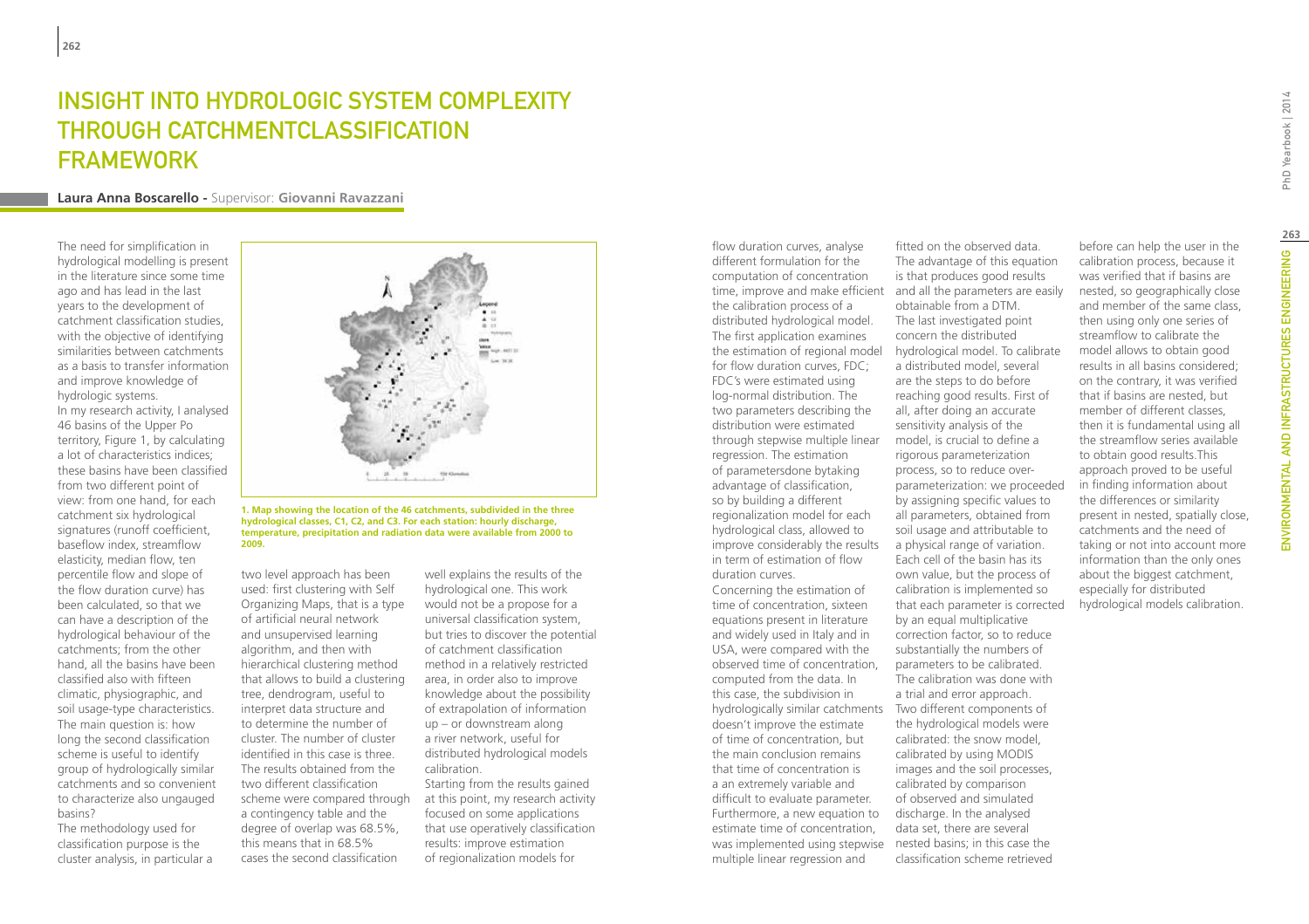# INSIGHT INTO HYDROLOGIC SYSTEM COMPLEXITY THROUGH CATCHMENTCLASSIFICATION FRAMEWORK

**Laura Anna Boscarello -** Supervisor: **Giovanni Ravazzani**

The need for simplification in hydrological modelling is present in the literature since some time ago and has lead in the last years to the development of catchment classification studies, with the objective of identifying similarities between catchments as a basis to transfer information and improve knowledge of hydrologic systems.

In my research activity, I analysed 46 basins of the Upper Po territory, Figure 1, by calculating a lot of characteristics indices; these basins have been classified from two different point of view: from one hand, for each catchment six hydrological signatures (runoff coefficient, baseflow index, streamflow elasticity, median flow, ten percentile flow and slope of the flow duration curve) has been calculated, so that we can have a description of the hydrological behaviour of the catchments; from the other hand, all the basins have been classified also with fifteen climatic, physiographic, and soil usage-type characteristics. The main question is: how long the second classification scheme is useful to identify group of hydrologically similar catchments and so convenient to characterize also ungauged basins?

The methodology used for classification purpose is the cluster analysis, in particular a two level approach has been used: first clustering with Self Organizing Maps, that is a type of artificial neural network and unsupervised learning algorithm, and then with hierarchical clustering method that allows to build a clustering tree, dendrogram, useful to interpret data structure and to determine the number of cluster. The number of cluster identified in this case is three. The results obtained from the two different classification scheme were compared through a contingency table and the degree of overlap was 68.5%, this means that in 68.5% cases the second classification well explains the results of the hydrological one. This work would not be a propose for a universal classification system, but tries to discover the potential of catchment classification method in a relatively restricted area, in order also to improve knowledge about the possibility of extrapolation of information up – or downstream along a river network, useful for distributed hydrological models calibration.

**1. Map showing the location of the 46 catchments, subdivided in the three hydrological classes, C1, C2, and C3. For each station: hourly discharge, temperature, precipitation and radiation data were available from 2000 to 2009.**

Starting from the results gained at this point, my research activity focused on some applications that use operatively classification results: improve estimation of regionalization models for flow duration curves, analyse different formulation for the computation of concentration time, improve and make efficient the calibration process of a distributed hydrological model. The first application examines the estimation of regional model for flow duration curves, FDC; FDC's were estimated using log-normal distribution. The two parameters describing the distribution were estimated through stepwise multiple linear regression. The estimation of parametersdone bytaking advantage of classification, so by building a different regionalization model for each hydrological class, allowed to improve considerably the results in term of estimation of flow duration curves.

Concerning the estimation of time of concentration, sixteen equations present in literature and widely used in Italy and in USA, were compared with the observed time of concentration, computed from the data. In this case, the subdivision in hydrologically similar catchments doesn't improve the estimate of time of concentration, but the main conclusion remains that time of concentration is a an extremely variable and difficult to evaluate parameter. Furthermore, a new equation to estimate time of concentration, was implemented using stepwise multiple linear regression and fitted on the observed data. The advantage of this equation is that produces good results and all the parameters are easily obtainable from a DTM.

The last investigated point concern the distributed hydrological model. To calibrate a distributed model, several are the steps to do before reaching good results. First of all, after doing an accurate sensitivity analysis of the model, is crucial to define a rigorous parameterization process, so to reduce over-parameterization: we proceeded by assigning specific values to all parameters, obtained from soil usage and attributable to a physical range of variation. Each cell of the basin has its own value, but the process of calibration is implemented so that each parameter is corrected by an equal multiplicative correction factor, so to reduce substantially the numbers of parameters to be calibrated. The calibration was done with a trial and error approach. Two different components of the hydrological models were calibrated: the snow model, calibrated by using MODIS images and the soil processes, calibrated by comparison of observed and simulated discharge. In the analysed data set, there are several nested basins; in this case the classification scheme retrieved before can help the user in the calibration process, because it was verified that if basins are nested, so geographically close and member of the same class, then using only one series of streamflow to calibrate the model allows to obtain good results in all basins considered; on the contrary, it was verified that if basins are nested, but member of different classes, then it is fundamental using all the streamflow series available to obtain good results.This approach proved to be useful in finding information about the differences or similarity present in nested, spatially close, catchments and the need of taking or not into account more information than the only ones about the biggest catchment, especially for distributed hydrological models calibration.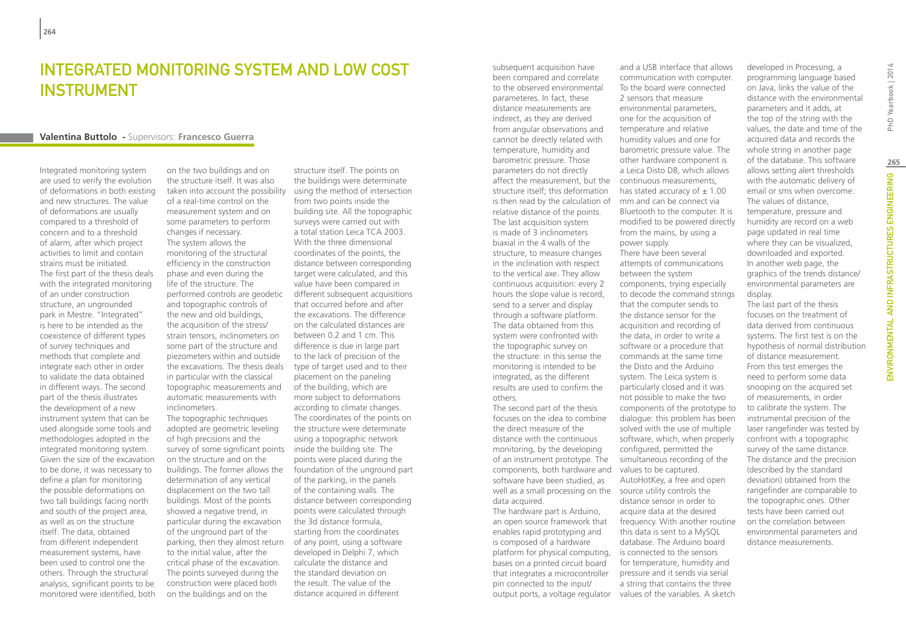# INTEGRATED MONITORING SYSTEM AND LOW COST INSTRUMENT

**Valentina Buttolo -** Supervisors: **Francesco Guerra**

Integrated monitoring system are used to verify the evolution of deformations in both existing and new structures. The value of deformations are usually compared to a threshold of concern and to a threshold of alarm, after which project activities to limit and contain strains must be initiated. The first part of the thesis deals with the integrated monitoring of an under construction structure, an ungrounded park in Mestre. "Integrated" is here to be intended as the coexistence of different types of survey techniques and methods that complete and integrate each other in order to validate the data obtained in different ways. The second part of the thesis illustrates the development of a new instrument system that can be used alongside some tools and methodologies adopted in the integrated monitoring system. Given the size of the excavation to be done, it was necessary to define a plan for monitoring the possible deformations on two tall buildings facing north and south of the project area, as well as on the structure itself. The data, obtained from different independent measurement systems, have been used to control one the others. Through the structural analysis, significant points to be monitored were identified, both on the two buildings and on the structure itself. It was also taken into account the possibility of a real-time control on the measurement system and on some parameters to perform changes if necessary. The system allows the monitoring of the structural efficiency in the construction phase and even during the life of the structure. The performed controls are geodetic and topographic controls of the new and old buildings, the acquisition of the stress/strain tensors, inclinometers on some part of the structure and piezometers within and outside the excavations. The thesis deals in particular with the classical topographic measurements and automatic measurements with inclinometers.

The topographic techniques adopted are geometric leveling of high precisions and the survey of some significant points on the structure and on the buildings. The former allows the determination of any vertical displacement on the two tall buildings. Most of the points showed a negative trend, in particular during the excavation of the unground part of the parking, then they almost return to the initial value, after the critical phase of the excavation. The points surveyed during the construction were placed both on the buildings and on the structure itself. The points on the buildings were determinate using the method of intersection from two points inside the building site. All the topographic surveys were carried out with a total station Leica TCA 2003. With the three dimensional coordinates of the points, the distance between corresponding target were calculated, and this value have been compared in different subsequent acquisitions that occurred before and after the excavations. The difference on the calculated distances are between 0.2 and 1 cm. This difference is due in large part to the lack of precision of the type of target used and to their placement on the paneling of the building, which are more subject to deformations according to climate changes. The coordinates of the points on the structure were determinate using a topographic network inside the building site. The points were placed during the foundation of the unground part of the parking, in the panels of the containing walls. The distance between corresponding points were calculated through the 3d distance formula, starting from the coordinates of any point, using a software developed in Delphi 7, which calculate the distance and the standard deviation on the result. The value of the distance acquired in different subsequent acquisition have been compared and correlate to the observed environmental parameteres. In fact, these distance measurements are indirect, as they are derived from angular observations and cannot be directly related with temperature, humidity and barometric pressure. Those parameters do not directly affect the measurement, but the structure itself; this deformation is then read by the calculation of relative distance of the points. The last acquisition system is made of 3 inclinometers biaxial in the 4 walls of the structure, to measure changes in the inclination with respect to the vertical axe. They allow continuous acquisition: every 2 hours the slope value is record, send to a server and display through a software platform. The data obtained from this system were confronted with the topographic survey on the structure: in this sense the monitoring is intended to be integrated, as the different results are used to confirm the others.

The second part of the thesis focuses on the idea to combine the direct measure of the distance with the continuous monitoring, by the developing of an instrument prototype. The components, both hardware and software have been studied, as well as a small processing on the data acquired.

The hardware part is Arduino, an open source framework that enables rapid prototyping and is composed of a hardware platform for physical computing, bases on a printed circuit board that integrates a microcontroller pin connected to the input/output ports, a voltage regulator and a USB interface that allows communication with computer. To the board were connected 2 sensors that measure environmental parameters, one for the acquisition of temperature and relative humidity values and one for barometric pressure value. The other hardware component is a Leica Disto D8, which allows continuous measurements, has stated accuracy of ± 1.00 mm and can be connect via Bluetooth to the computer. It is modified to be powered directly from the mains, by using a power supply.

There have been several attempts of communications between the system components, trying especially to decode the command strings that the computer sends to the distance sensor for the acquisition and recording of the data, in order to write a software or a procedure that commands at the same time the Disto and the Arduino system. The Leica system is particularly closed and it was not possible to make the two components of the prototype to dialogue: this problem has been solved with the use of multiple software, which, when properly configured, permitted the simultaneous recording of the values to be captured. AutoHotKey, a free and open source utility controls the distance sensor in order to acquire data at the desired frequency. With another routine this data is sent to a MySQL database. The Arduino board is connected to the sensors for temperature, humidity and pressure and it sends via serial a string that contains the three values of the variables. A sketch developed in Processing, a programming language based on Java, links the value of the distance with the environmental parameters and it adds, at the top of the string with the values, the date and time of the acquired data and records the whole string in another page of the database. This software allows setting alert thresholds with the automatic delivery of email or sms when overcome. The values of distance, temperature, pressure and humidity are record on a web page updated in real time where they can be visualized, downloaded and exported. In another web page, the graphics of the trends distance/environmental parameters are display.

The last part of the thesis focuses on the treatment of data derived from continuous systems. The first test is on the hypothesis of normal distribution of distance measurement. From this test emerges the need to perform some data snooping on the acquired set of measurements, in order to calibrate the system. The instrumental precision of the laser rangefinder was tested by confront with a topographic survey of the same distance. The distance and the precision (described by the standard deviation) obtained from the rangefinder are comparable to the topographic ones. Other tests have been carried out on the correlation between environmental parameters and distance measurements.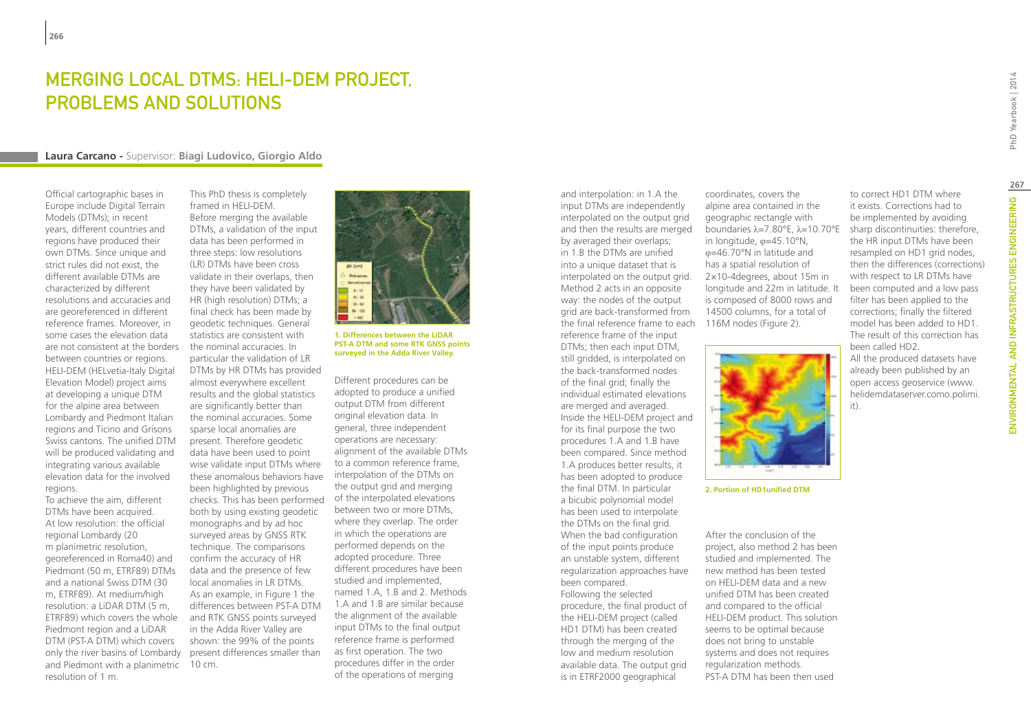# MERGING LOCAL DTMS: HELI-DEM PROJECT, PROBLEMS AND SOLUTIONS

**Laura Carcano** - Supervisor: **Biagi Ludovico, Giorgio Aldo**

Official cartographic bases in Europe include Digital Terrain Models (DTMs); in recent years, different countries and regions have produced their own DTMs. Since unique and strict rules did not exist, the different available DTMs are characterized by different resolutions and accuracies and are georeferenced in different reference frames. Moreover, in some cases the elevation data are not consistent at the borders between countries or regions. HELI-DEM (HELvetia-Italy Digital Elevation Model) project aims at developing a unique DTM for the alpine area between Lombardy and Piedmont Italian regions and Ticino and Grisons Swiss cantons. The unified DTM will be produced validating and integrating various available elevation data for the involved regions.

To achieve the aim, different DTMs have been acquired. At low resolution: the official regional Lombardy (20 m planimetric resolution, georeferenced in Roma40) and Piedmont (50 m, ETRF89) DTMs and a national Swiss DTM (30 m, ETRF89). At medium/high resolution: a LiDAR DTM (5 m, ETRF89) which covers the whole Piedmont region and a LiDAR DTM (PST-A DTM) which covers only the river basins of Lombardy and Piedmont with a planimetric resolution of 1 m.

This PhD thesis is completely framed in HELI-DEM.

Before merging the available DTMs, a validation of the input data has been performed in three steps: low resolutions (LR) DTMs have been cross validate in their overlaps, then they have been validated by HR (high resolution) DTMs; a final check has been made by geodetic techniques. General statistics are consistent with the nominal accuracies. In particular the validation of LR DTMs by HR DTMs has provided almost everywhere excellent results and the global statistics are significantly better than the nominal accuracies. Some sparse local anomalies are present. Therefore geodetic data have been used to point wise validate input DTMs where these anomalous behaviors have been highlighted by previous checks. This has been performed both by using existing geodetic monographs and by ad hoc surveyed areas by GNSS RTK technique. The comparisons confirm the accuracy of HR data and the presence of few local anomalies in LR DTMs. As an example, in Figure 1 the differences between PST-A DTM and RTK GNSS points surveyed in the Adda River Valley are shown: the 99% of the points present differences smaller than 10 cm.

**1. Differences between the LiDAR PST-A DTM and some RTK GNSS points surveyed in the Adda River Valley.**

Different procedures can be adopted to produce a unified output DTM from different original elevation data. In general, three independent operations are necessary: alignment of the available DTMs to a common reference frame, interpolation of the DTMs on the output grid and merging of the interpolated elevations between two or more DTMs, where they overlap. The order in which the operations are performed depends on the adopted procedure. Three different procedures have been studied and implemented, named 1.A, 1.B and 2. Methods 1.A and 1.B are similar because the alignment of the available input DTMs to the final output reference frame is performed as first operation. The two procedures differ in the order of the operations of merging and interpolation: in 1.A the input DTMs are independently interpolated on the output grid and then the results are merged by averaged their overlaps; in 1.B the DTMs are unified into a unique dataset that is interpolated on the output grid. Method 2 acts in an opposite way: the nodes of the output grid are back-transformed from the final reference frame to each reference frame of the input DTMs; then each input DTM, still gridded, is interpolated on the back-transformed nodes of the final grid; finally the individual estimated elevations are merged and averaged.

Inside the HELI-DEM project and for its final purpose the two procedures 1.A and 1.B have been compared. Since method 1.A produces better results, it has been adopted to produce the final DTM. In particular a bicubic polynomial model has been used to interpolate the DTMs on the final grid. When the bad configuration of the input points produce an unstable system, different regularization approaches have been compared.

Following the selected procedure, the final product of the HELI-DEM project (called HD1 DTM) has been created through the merging of the low and medium resolution available data. The output grid is in ETRF2000 geographical coordinates, covers the alpine area contained in the geographic rectangle with boundaries $\lambda$=7.80°E, $\lambda$=10.70°E in longitude, $\varphi$=45.10°N, $\varphi$=46.70°N in latitude and has a spatial resolution of 2×10-4degrees, about 15m in longitude and 22m in latitude. It is composed of 8000 rows and 14500 columns, for a total of 116M nodes (Figure 2).

**2. Portion of HD1unified DTM**

After the conclusion of the project, also method 2 has been studied and implemented. The new method has been tested on HELI-DEM data and a new unified DTM has been created and compared to the official HELI-DEM product. This solution seems to be optimal because does not bring to unstable systems and does not requires regularization methods.

PST-A DTM has been then used to correct HD1 DTM where it exists. Corrections had to be implemented by avoiding sharp discontinuities: therefore, the HR input DTMs have been resampled on HD1 grid nodes, then the differences (corrections) with respect to LR DTMs have been computed and a low pass filter has been applied to the corrections; finally the filtered model has been added to HD1. The result of this correction has been called HD2.

All the produced datasets have already been published by an open access geoservice (www.helidemdataserver.como.polimi.it).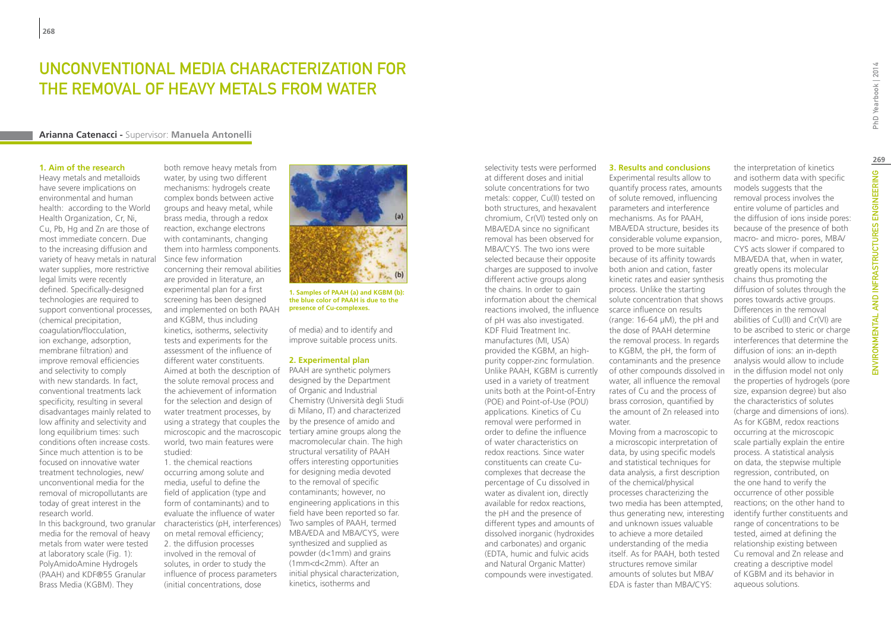# UNCONVENTIONAL MEDIA CHARACTERIZATION FOR THE REMOVAL OF HEAVY METALS FROM WATER

**Arianna Catenacci -** Supervisor: **Manuela Antonelli**

## 1. Aim of the research

Heavy metals and metalloids have severe implications on environmental and human health: according to the World Health Organization, Cr, Ni, Cu, Pb, Hg and Zn are those of most immediate concern. Due to the increasing diffusion and variety of heavy metals in natural water supplies, more restrictive legal limits were recently defined. Specifically-designed technologies are required to support conventional processes, (chemical precipitation, coagulation/flocculation, ion exchange, adsorption, membrane filtration) and improve removal efficiencies and selectivity to comply with new standards. In fact, conventional treatments lack specificity, resulting in several disadvantages mainly related to low affinity and selectivity and long equilibrium times: such conditions often increase costs. Since much attention is to be focused on innovative water treatment technologies, new/unconventional media for the removal of micropollutants are today of great interest in the research world.

In this background, two granular media for the removal of heavy metals from water were tested at laboratory scale (Fig. 1): PolyAmidoAmine Hydrogels (PAAH) and KDF®55 Granular Brass Media (KGBM). They both remove heavy metals from water, by using two different mechanisms: hydrogels create complex bonds between active groups and heavy metal, while brass media, through a redox reaction, exchange electrons with contaminants, changing them into harmless components. Since few information concerning their removal abilities are provided in literature, an experimental plan for a first screening has been designed and implemented on both PAAH and KGBM, thus including kinetics, isotherms, selectivity tests and experiments for the assessment of the influence of different water constituents. Aimed at both the description of the solute removal process and the achievement of information for the selection and design of water treatment processes, by using a strategy that couples the microscopic and the macroscopic world, two main features were studied:

1. the chemical reactions occurring among solute and media, useful to define the field of application (type and form of contaminants) and to evaluate the influence of water characteristics (pH, interferences) on metal removal efficiency;
2. the diffusion processes involved in the removal of solutes, in order to study the influence of process parameters (initial concentrations, dose of media) and to identify and improve suitable process units.

1. Samples of PAAH (a) and KGBM (b): the blue color of PAAH is due to the presence of Cu-complexes.

## 2. Experimental plan

PAAH are synthetic polymers designed by the Department of Organic and Industrial Chemistry (Università degli Studi di Milano, IT) and characterized by the presence of amido and tertiary amine groups along the macromolecular chain. The high structural versatility of PAAH offers interesting opportunities for designing media devoted to the removal of specific contaminants; however, no engineering applications in this field have been reported so far. Two samples of PAAH, termed MBA/EDA and MBA/CYS, were synthesized and supplied as powder (d<1mm) and grains (1mm<d<2mm). After an initial physical characterization, kinetics, isotherms and selectivity tests were performed at different doses and initial solute concentrations for two metals: copper, Cu(II) tested on both structures, and hexavalent chromium, Cr(VI) tested only on MBA/EDA since no significant removal has been observed for MBA/CYS. The two ions were selected because their opposite charges are supposed to involve different active groups along the chains. In order to gain information about the chemical reactions involved, the influence of pH was also investigated.

KDF Fluid Treatment Inc. manufactures (MI, USA) provided the KGBM, an high-purity copper-zinc formulation. Unlike PAAH, KGBM is currently used in a variety of treatment units both at the Point-of-Entry (POE) and Point-of-Use (POU) applications. Kinetics of Cu removal were performed in order to define the influence of water characteristics on redox reactions. Since water constituents can create Cu-complexes that decrease the percentage of Cu dissolved in water as divalent ion, directly available for redox reactions, the pH and the presence of different types and amounts of dissolved inorganic (hydroxides and carbonates) and organic (EDTA, humic and fulvic acids and Natural Organic Matter) compounds were investigated.

## 3. Results and conclusions

Experimental results allow to quantify process rates, amounts of solute removed, influencing parameters and interference mechanisms. As for PAAH, MBA/EDA structure, besides its considerable volume expansion, proved to be more suitable because of its affinity towards both anion and cation, faster kinetic rates and easier synthesis process. Unlike the starting solute concentration that shows scarce influence on results (range: 16-64 μM), the pH and the dose of PAAH determine the removal process. In regards to KGBM, the pH, the form of contaminants and the presence of other compounds dissolved in water, all influence the removal rates of Cu and the process of brass corrosion, quantified by the amount of Zn released into water.

Moving from a macroscopic to a microscopic interpretation of data, by using specific models and statistical techniques for data analysis, a first description of the chemical/physical processes characterizing the two media has been attempted, thus generating new, interesting and unknown issues valuable to achieve a more detailed understanding of the media itself. As for PAAH, both tested structures remove similar amounts of solutes but MBA/EDA is faster than MBA/CYS: the interpretation of kinetics and isotherm data with specific models suggests that the removal process involves the entire volume of particles and the diffusion of ions inside pores: because of the presence of both macro- and micro- pores, MBA/CYS acts slower if compared to MBA/EDA that, when in water, greatly opens its molecular chains thus promoting the diffusion of solutes through the pores towards active groups. Differences in the removal abilities of Cu(II) and Cr(VI) are to be ascribed to steric or charge interferences that determine the diffusion of ions: an in-depth analysis would allow to include in the diffusion model not only the properties of hydrogels (pore size, expansion degree) but also the characteristics of solutes (charge and dimensions of ions). As for KGBM, redox reactions occurring at the microscopic scale partially explain the entire process. A statistical analysis on data, the stepwise multiple regression, contributed, on the one hand to verify the occurrence of other possible reactions; on the other hand to identify further constituents and range of concentrations to be tested, aimed at defining the relationship existing between Cu removal and Zn release and creating a descriptive model of KGBM and its behavior in aqueous solutions.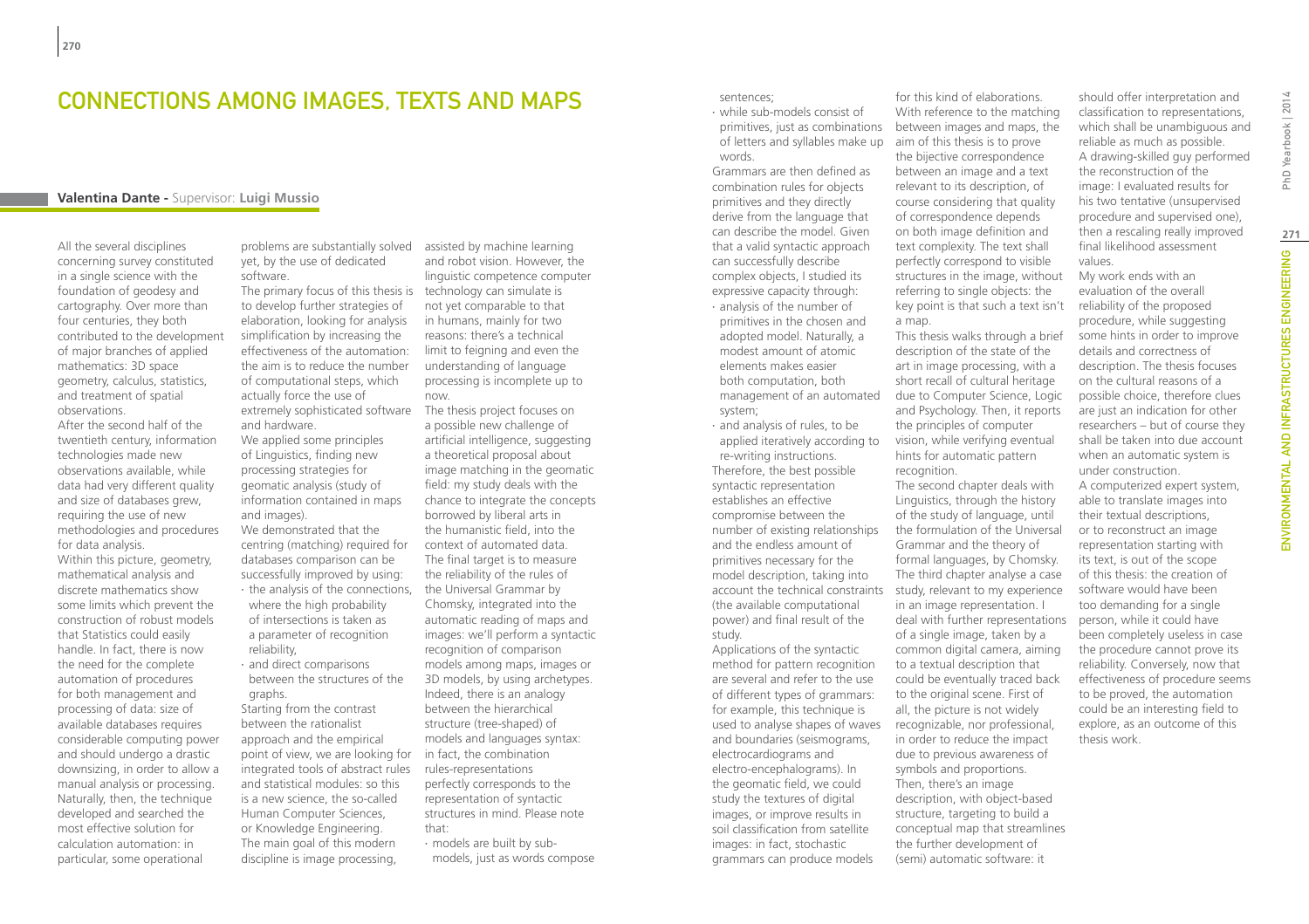# Connections among Images, Texts and Maps

**Valentina Dante** - Supervisor: **Luigi Mussio**

All the several disciplines concerning survey constituted in a single science with the foundation of geodesy and cartography. Over more than four centuries, they both contributed to the development of major branches of applied mathematics: 3D space geometry, calculus, statistics, and treatment of spatial observations.

After the second half of the twentieth century, information technologies made new observations available, while data had very different quality and size of databases grew, requiring the use of new methodologies and procedures for data analysis.

Within this picture, geometry, mathematical analysis and discrete mathematics show some limits which prevent the construction of robust models that Statistics could easily handle. In fact, there is now the need for the complete automation of procedures for both management and processing of data: size of available databases requires considerable computing power and should undergo a drastic downsizing, in order to allow a manual analysis or processing. Naturally, then, the technique developed and searched the most effective solution for calculation automation: in particular, some operational problems are substantially solved yet, by the use of dedicated software.

The primary focus of this thesis is to develop further strategies of elaboration, looking for analysis simplification by increasing the effectiveness of the automation: the aim is to reduce the number of computational steps, which actually force the use of extremely sophisticated software and hardware.

We applied some principles of Linguistics, finding new processing strategies for geomatic analysis (study of information contained in maps and images).

We demonstrated that the centring (matching) required for databases comparison can be successfully improved by using:

- the analysis of the connections, where the high probability of intersections is taken as a parameter of recognition reliability,
- and direct comparisons between the structures of the graphs.

Starting from the contrast between the rationalist approach and the empirical point of view, we are looking for integrated tools of abstract rules and statistical modules: so this is a new science, the so-called Human Computer Sciences, or Knowledge Engineering. The main goal of this modern discipline is image processing, assisted by machine learning and robot vision. However, the linguistic competence computer technology can simulate is not yet comparable to that in humans, mainly for two reasons: there's a technical limit to feigning and even the understanding of language processing is incomplete up to now.

The thesis project focuses on a possible new challenge of artificial intelligence, suggesting a theoretical proposal about image matching in the geomatic field: my study deals with the chance to integrate the concepts borrowed by liberal arts in the humanistic field, into the context of automated data. The final target is to measure the reliability of the rules of the Universal Grammar by Chomsky, integrated into the automatic reading of maps and images: we'll perform a syntactic recognition of comparison models among maps, images or 3D models, by using archetypes. Indeed, there is an analogy between the hierarchical structure (tree-shaped) of models and languages syntax: in fact, the combination rules-representations perfectly corresponds to the representation of syntactic structures in mind. Please note that:

- models are built by sub-models, just as words compose sentences;
- while sub-models consist of primitives, just as combinations of letters and syllables make up words.

Grammars are then defined as combination rules for objects primitives and they directly derive from the language that can describe the model. Given that a valid syntactic approach can successfully describe complex objects, I studied its expressive capacity through:

- analysis of the number of primitives in the chosen and adopted model. Naturally, a modest amount of atomic elements makes easier both computation, both management of an automated system;
- and analysis of rules, to be applied iteratively according to re-writing instructions.

Therefore, the best possible syntactic representation establishes an effective compromise between the number of existing relationships and the endless amount of primitives necessary for the model description, taking into account the technical constraints (the available computational power) and final result of the study.

Applications of the syntactic method for pattern recognition are several and refer to the use of different types of grammars: for example, this technique is used to analyse shapes of waves and boundaries (seismograms, electrocardiograms and electro-encephalograms). In the geomatic field, we could study the textures of digital images, or improve results in soil classification from satellite images: in fact, stochastic grammars can produce models for this kind of elaborations.

With reference to the matching between images and maps, the aim of this thesis is to prove the bijective correspondence between an image and a text relevant to its description, of course considering that quality of correspondence depends on both image definition and text complexity. The text shall perfectly correspond to visible structures in the image, without referring to single objects: the key point is that such a text isn't a map.

This thesis walks through a brief description of the state of the art in image processing, with a short recall of cultural heritage due to Computer Science, Logic and Psychology. Then, it reports the principles of computer vision, while verifying eventual hints for automatic pattern recognition.

The second chapter deals with Linguistics, through the history of the study of language, until the formulation of the Universal Grammar and the theory of formal languages, by Chomsky. The third chapter analyse a case study, relevant to my experience in an image representation. I deal with further representations of a single image, taken by a common digital camera, aiming to a textual description that could be eventually traced back to the original scene. First of all, the picture is not widely recognizable, nor professional, in order to reduce the impact due to previous awareness of symbols and proportions.

Then, there's an image description, with object-based structure, targeting to build a conceptual map that streamlines the further development of (semi) automatic software: it should offer interpretation and classification to representations, which shall be unambiguous and reliable as much as possible.

A drawing-skilled guy performed the reconstruction of the image: I evaluated results for his two tentative (unsupervised procedure and supervised one), then a rescaling really improved final likelihood assessment values.

My work ends with an evaluation of the overall reliability of the proposed procedure, while suggesting some hints in order to improve details and correctness of description. The thesis focuses on the cultural reasons of a possible choice, therefore clues are just an indication for other researchers – but of course they shall be taken into due account when an automatic system is under construction.

A computerized expert system, able to translate images into their textual descriptions, or to reconstruct an image representation starting with its text, is out of the scope of this thesis: the creation of software would have been too demanding for a single person, while it could have been completely useless in case the procedure cannot prove its reliability. Conversely, now that effectiveness of procedure seems to be proved, the automation could be an interesting field to explore, as an outcome of this thesis work.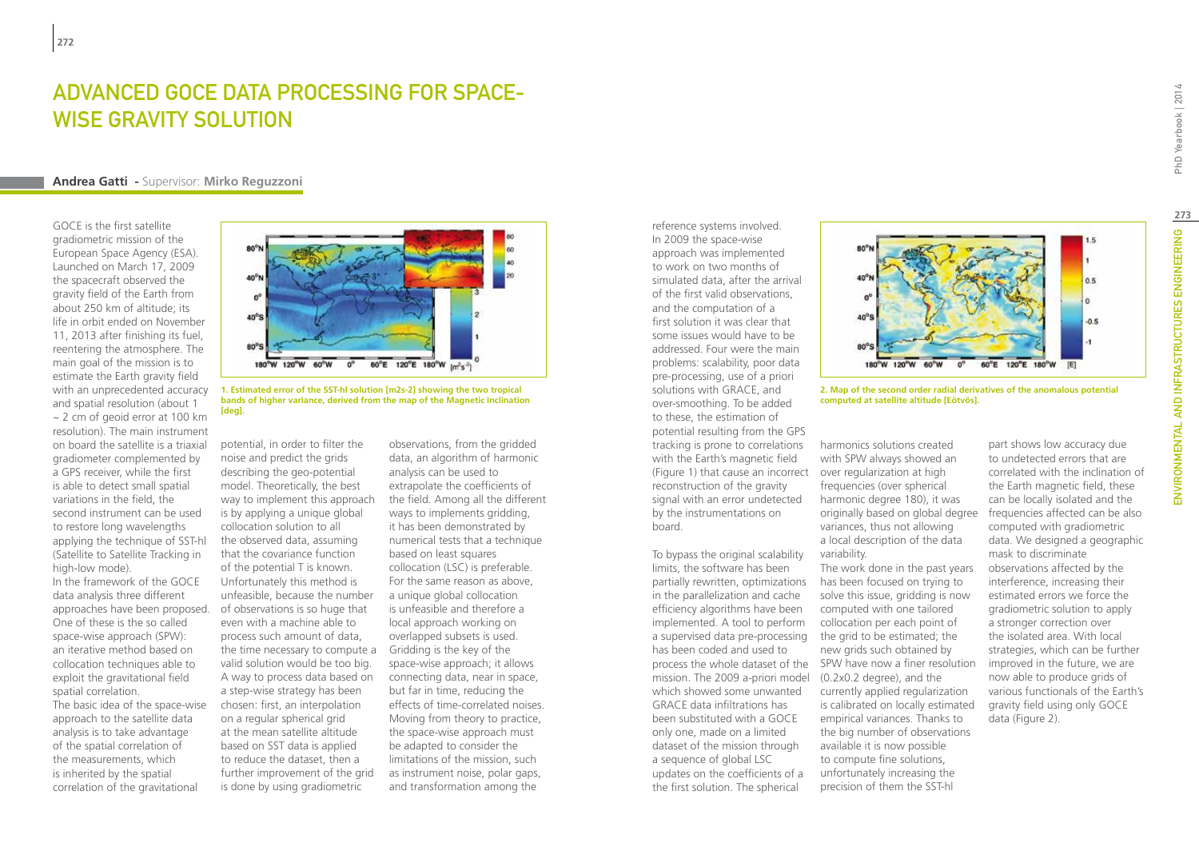# Advanced GOCE Data Processing for Space-wise Gravity Solution

**Andrea Gatti** - Supervisor: **Mirko Reguzzoni**

GOCE is the first satellite gradiometric mission of the European Space Agency (ESA). Launched on March 17, 2009 the spacecraft observed the gravity field of the Earth from about 250 km of altitude; its life in orbit ended on November 11, 2013 after finishing its fuel, reentering the atmosphere. The main goal of the mission is to estimate the Earth gravity field with an unprecedented accuracy and spatial resolution (about 1 ~ 2 cm of geoid error at 100 km resolution). The main instrument on board the satellite is a triaxial gradiometer complemented by a GPS receiver, while the first is able to detect small spatial variations in the field, the second instrument can be used to restore long wavelengths applying the technique of SST-hl (Satellite to Satellite Tracking in high-low mode).

In the framework of the GOCE data analysis three different approaches have been proposed. One of these is the so called space-wise approach (SPW): an iterative method based on collocation techniques able to exploit the gravitational field spatial correlation.

The basic idea of the space-wise approach to the satellite data analysis is to take advantage of the spatial correlation of the measurements, which is inherited by the spatial correlation of the gravitational potential, in order to filter the noise and predict the grids describing the geo-potential model. Theoretically, the best way to implement this approach is by applying a unique global collocation solution to all the observed data, assuming that the covariance function of the potential T is known. Unfortunately this method is unfeasible, because the number of observations is so huge that even with a machine able to process such amount of data, the time necessary to compute a valid solution would be too big. A way to process data based on a step-wise strategy has been chosen: first, an interpolation on a regular spherical grid at the mean satellite altitude based on SST data is applied to reduce the dataset, then a further improvement of the grid is done by using gradiometric observations, from the gridded data, an algorithm of harmonic analysis can be used to extrapolate the coefficients of the field. Among all the different ways to implements gridding, it has been demonstrated by numerical tests that a technique based on least squares collocation (LSC) is preferable. For the same reason as above, a unique global collocation is unfeasible and therefore a local approach working on overlapped subsets is used. Gridding is the key of the space-wise approach; it allows connecting data, near in space, but far in time, reducing the effects of time-correlated noises. Moving from theory to practice, the space-wise approach must be adapted to consider the limitations of the mission, such as instrument noise, polar gaps, and transformation among the reference systems involved.

1. Estimated error of the SST-hl solution [m2s-2] showing the two tropical bands of higher variance, derived from the map of the Magnetic Inclination [deg].

In 2009 the space-wise approach was implemented to work on two months of simulated data, after the arrival of the first valid observations, and the computation of a first solution it was clear that some issues would have to be addressed. Four were the main problems: scalability, poor data pre-processing, use of a priori solutions with GRACE, and over-smoothing. To be added to these, the estimation of potential resulting from the GPS tracking is prone to correlations with the Earth's magnetic field (Figure 1) that cause an incorrect reconstruction of the gravity signal with an error undetected by the instrumentations on board.

To bypass the original scalability limits, the software has been partially rewritten, optimizations in the parallelization and cache efficiency algorithms have been implemented. A tool to perform a supervised data pre-processing has been coded and used to process the whole dataset of the mission. The 2009 a-priori model which showed some unwanted GRACE data infiltrations has been substituted with a GOCE only one, made on a limited dataset of the mission through a sequence of global LSC updates on the coefficients of a the first solution. The spherical harmonics solutions created with SPW always showed an over regularization at high frequencies (over spherical harmonic degree 180), it was originally based on global degree variances, thus not allowing a local description of the data variability.

The work done in the past years has been focused on trying to solve this issue, gridding is now computed with one tailored collocation per each point of the grid to be estimated; the new grids such obtained by SPW have now a finer resolution (0.2x0.2 degree), and the currently applied regularization is calibrated on locally estimated empirical variances. Thanks to the big number of observations available it is now possible to compute fine solutions, unfortunately increasing the precision of them the SST-hl part shows low accuracy due to undetected errors that are correlated with the inclination of the Earth magnetic field, these can be locally isolated and the frequencies affected can be also computed with gradiometric data. We designed a geographic mask to discriminate observations affected by the interference, increasing their estimated errors we force the gradiometric solution to apply a stronger correction over the isolated area. With local strategies, which can be further improved in the future, we are now able to produce grids of various functionals of the Earth's gravity field using only GOCE data (Figure 2).

2. Map of the second order radial derivatives of the anomalous potential computed at satellite altitude [Eötvös].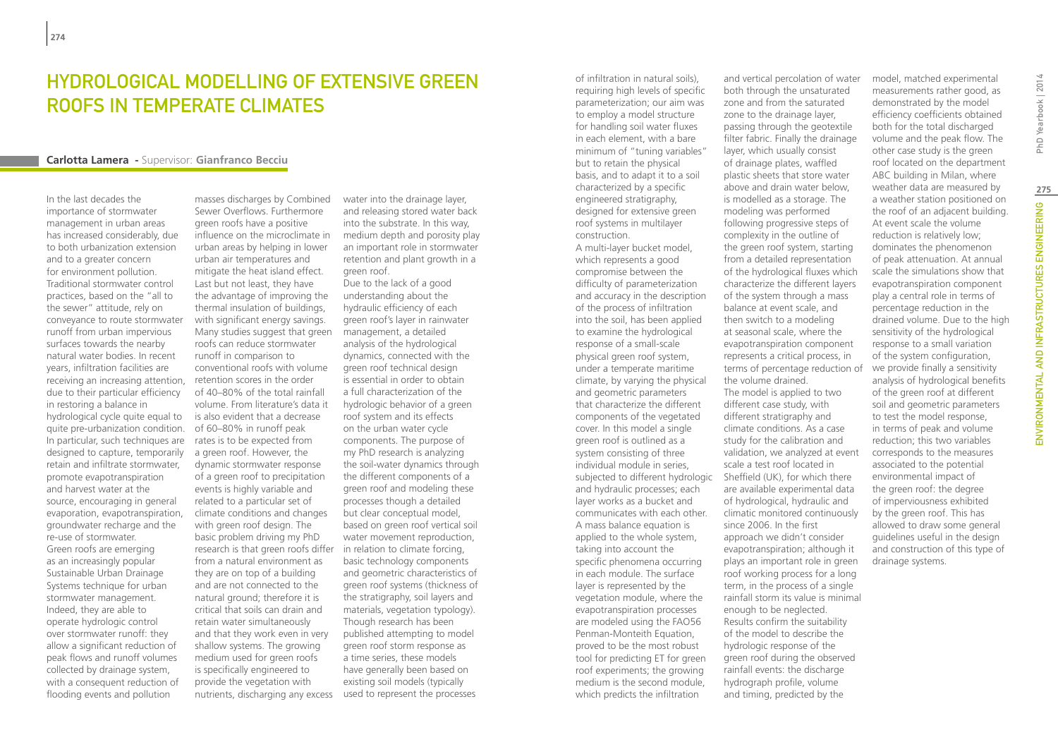# Hydrological Modelling of Extensive Green Roofs in Temperate Climates

**Carlotta Lamera** - Supervisor: **Gianfranco Becciu**

In the last decades the importance of stormwater management in urban areas has increased considerably, due to both urbanization extension and to a greater concern for environment pollution. Traditional stormwater control practices, based on the "all to the sewer" attitude, rely on conveyance to route stormwater runoff from urban impervious surfaces towards the nearby natural water bodies. In recent years, infiltration facilities are receiving an increasing attention, due to their particular efficiency in restoring a balance in hydrological cycle quite equal to quite pre-urbanization condition. In particular, such techniques are designed to capture, temporarily retain and infiltrate stormwater, promote evapotranspiration and harvest water at the source, encouraging in general evaporation, evapotranspiration, groundwater recharge and the re-use of stormwater.

Green roofs are emerging as an increasingly popular Sustainable Urban Drainage Systems technique for urban stormwater management. Indeed, they are able to operate hydrologic control over stormwater runoff: they allow a significant reduction of peak flows and runoff volumes collected by drainage system, with a consequent reduction of flooding events and pollution masses discharges by Combined Sewer Overflows. Furthermore green roofs have a positive influence on the microclimate in urban areas by helping in lower urban air temperatures and mitigate the heat island effect. Last but not least, they have the advantage of improving the thermal insulation of buildings, with significant energy savings. Many studies suggest that green roofs can reduce stormwater runoff in comparison to conventional roofs with volume retention scores in the order of 40–80% of the total rainfall volume. From literature's data it is also evident that a decrease of 60–80% in runoff peak rates is to be expected from a green roof. However, the dynamic stormwater response of a green roof to precipitation events is highly variable and related to a particular set of climate conditions and changes with green roof design. The basic problem driving my PhD research is that green roofs differ from a natural environment as they are on top of a building and are not connected to the natural ground; therefore it is critical that soils can drain and retain water simultaneously and that they work even in very shallow systems. The growing medium used for green roofs is specifically engineered to provide the vegetation with nutrients, discharging any excess water into the drainage layer, and releasing stored water back into the substrate. In this way, medium depth and porosity play an important role in stormwater retention and plant growth in a green roof.

Due to the lack of a good understanding about the hydraulic efficiency of each green roof's layer in rainwater management, a detailed analysis of the hydrological dynamics, connected with the green roof technical design is essential in order to obtain a full characterization of the hydrologic behavior of a green roof system and its effects on the urban water cycle components. The purpose of my PhD research is analyzing the soil-water dynamics through the different components of a green roof and modeling these processes though a detailed but clear conceptual model, based on green roof vertical soil water movement reproduction, in relation to climate forcing, basic technology components and geometric characteristics of green roof systems (thickness of the stratigraphy, soil layers and materials, vegetation typology). Though research has been published attempting to model green roof storm response as a time series, these models have generally been based on existing soil models (typically used to represent the processes of infiltration in natural soils), requiring high levels of specific parameterization; our aim was to employ a model structure for handling soil water fluxes in each element, with a bare minimum of "tuning variables" but to retain the physical basis, and to adapt it to a soil characterized by a specific engineered stratigraphy, designed for extensive green roof systems in multilayer construction.

A multi-layer bucket model, which represents a good compromise between the difficulty of parameterization and accuracy in the description of the process of infiltration into the soil, has been applied to examine the hydrological response of a small-scale physical green roof system, under a temperate maritime climate, by varying the physical and geometric parameters that characterize the different components of the vegetated cover. In this model a single green roof is outlined as a system consisting of three individual module in series, subjected to different hydrologic and hydraulic processes; each layer works as a bucket and communicates with each other. A mass balance equation is applied to the whole system, taking into account the specific phenomena occurring in each module. The surface layer is represented by the vegetation module, where the evapotranspiration processes are modeled using the FAO56 Penman-Monteith Equation, proved to be the most robust tool for predicting ET for green roof experiments; the growing medium is the second module, which predicts the infiltration and vertical percolation of water both through the unsaturated zone and from the saturated zone to the drainage layer, passing through the geotextile filter fabric. Finally the drainage layer, which usually consist of drainage plates, waffled plastic sheets that store water above and drain water below, is modelled as a storage. The modeling was performed following progressive steps of complexity in the outline of the green roof system, starting from a detailed representation of the hydrological fluxes which characterize the different layers of the system through a mass balance at event scale, and then switch to a modeling at seasonal scale, where the evapotranspiration component represents a critical process, in terms of percentage reduction of the volume drained.

The model is applied to two different case study, with different stratigraphy and climate conditions. As a case study for the calibration and validation, we analyzed at event scale a test roof located in Sheffield (UK), for which there are available experimental data of hydrological, hydraulic and climatic monitored continuously since 2006. In the first approach we didn't consider evapotranspiration; although it plays an important role in green roof working process for a long term, in the process of a single rainfall storm its value is minimal enough to be neglected. Results confirm the suitability of the model to describe the hydrologic response of the green roof during the observed rainfall events: the discharge hydrograph profile, volume and timing, predicted by the model, matched experimental measurements rather good, as demonstrated by the model efficiency coefficients obtained both for the total discharged volume and the peak flow. The other case study is the green roof located on the department ABC building in Milan, where weather data are measured by a weather station positioned on the roof of an adjacent building. At event scale the volume reduction is relatively low; dominates the phenomenon of peak attenuation. At annual scale the simulations show that evapotranspiration component play a central role in terms of percentage reduction in the drained volume. Due to the high sensitivity of the hydrological response to a small variation of the system configuration, we provide finally a sensitivity analysis of hydrological benefits of the green roof at different soil and geometric parameters to test the model response, in terms of peak and volume reduction; this two variables corresponds to the measures associated to the potential environmental impact of the green roof: the degree of imperviousness exhibited by the green roof. This has allowed to draw some general guidelines useful in the design and construction of this type of drainage systems.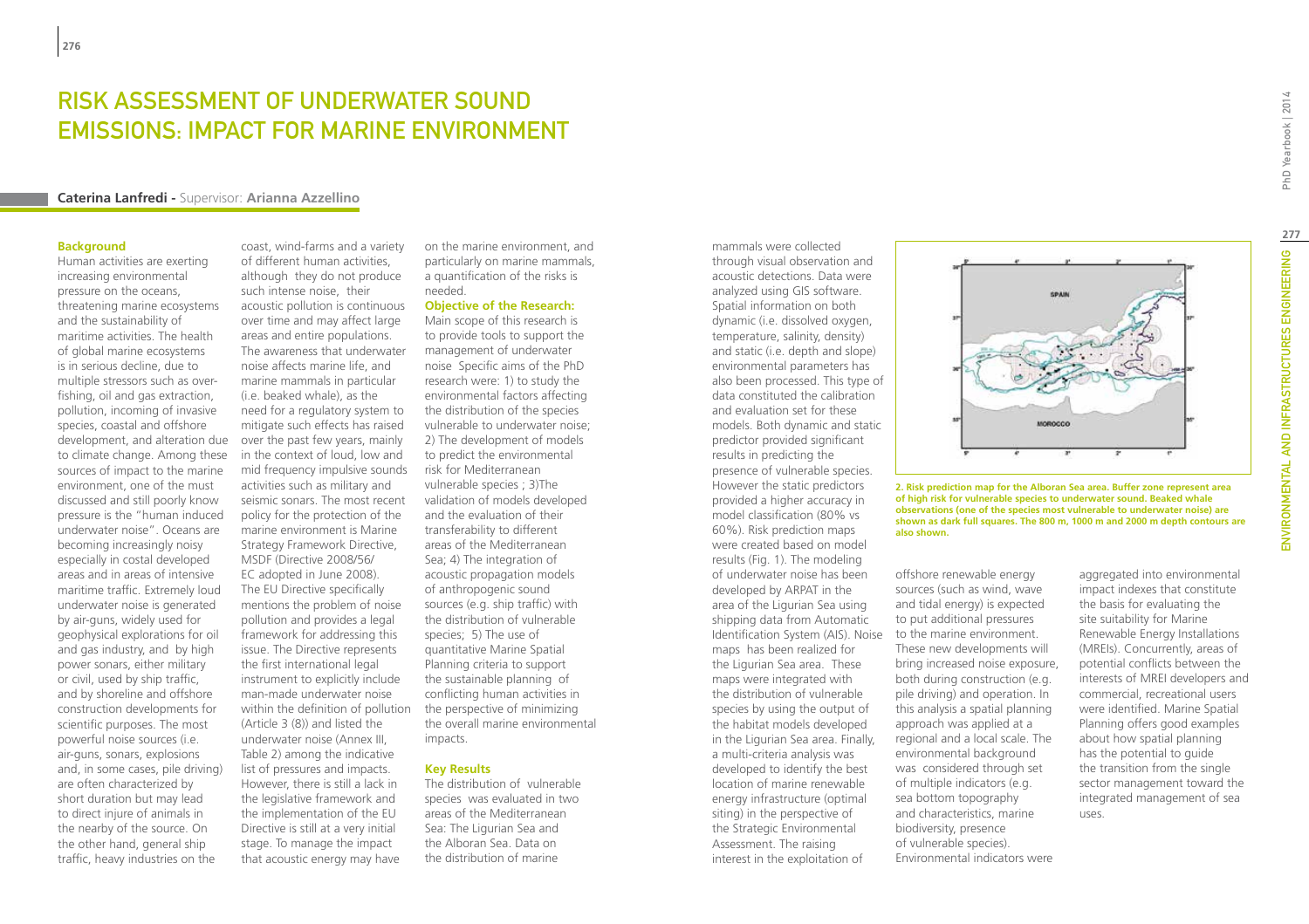# RISK ASSESSMENT OF UNDERWATER SOUND EMISSIONS: IMPACT FOR MARINE ENVIRONMENT

**Caterina Lanfredi** - Supervisor: **Arianna Azzellino**

**Background**

Human activities are exerting increasing environmental pressure on the oceans, threatening marine ecosystems and the sustainability of maritime activities. The health of global marine ecosystems is in serious decline, due to multiple stressors such as over-fishing, oil and gas extraction, pollution, incoming of invasive species, coastal and offshore development, and alteration due to climate change. Among these sources of impact to the marine environment, one of the must discussed and still poorly know pressure is the "human induced underwater noise". Oceans are becoming increasingly noisy especially in costal developed areas and in areas of intensive maritime traffic. Extremely loud underwater noise is generated by air-guns, widely used for geophysical explorations for oil and gas industry, and by high power sonars, either military or civil, used by ship traffic, and by shoreline and offshore construction developments for scientific purposes. The most powerful noise sources (i.e. air-guns, sonars, explosions and, in some cases, pile driving) are often characterized by short duration but may lead to direct injure of animals in the nearby of the source. On the other hand, general ship traffic, heavy industries on the coast, wind-farms and a variety of different human activities, although they do not produce such intense noise, their acoustic pollution is continuous over time and may affect large areas and entire populations. The awareness that underwater noise affects marine life, and marine mammals in particular (i.e. beaked whale), as the need for a regulatory system to mitigate such effects has raised over the past few years, mainly in the context of loud, low and mid frequency impulsive sounds activities such as military and seismic sonars. The most recent policy for the protection of the marine environment is Marine Strategy Framework Directive, MSDF (Directive 2008/56/EC adopted in June 2008). The EU Directive specifically mentions the problem of noise pollution and provides a legal framework for addressing this issue. The Directive represents the first international legal instrument to explicitly include man-made underwater noise within the definition of pollution (Article 3 (8)) and listed the underwater noise (Annex III, Table 2) among the indicative list of pressures and impacts. However, there is still a lack in the legislative framework and the implementation of the EU Directive is still at a very initial stage. To manage the impact that acoustic energy may have on the marine environment, and particularly on marine mammals, a quantification of the risks is needed.

**Objective of the Research:**

Main scope of this research is to provide tools to support the management of underwater noise Specific aims of the PhD research were: 1) to study the environmental factors affecting the distribution of the species vulnerable to underwater noise; 2) The development of models to predict the environmental risk for Mediterranean vulnerable species ; 3)The validation of models developed and the evaluation of their transferability to different areas of the Mediterranean Sea; 4) The integration of acoustic propagation models of anthropogenic sound sources (e.g. ship traffic) with the distribution of vulnerable species; 5) The use of quantitative Marine Spatial Planning criteria to support the sustainable planning of conflicting human activities in the perspective of minimizing the overall marine environmental impacts.

**Key Results**

The distribution of vulnerable species was evaluated in two areas of the Mediterranean Sea: The Ligurian Sea and the Alboran Sea. Data on the distribution of marine mammals were collected through visual observation and acoustic detections. Data were analyzed using GIS software. Spatial information on both dynamic (i.e. dissolved oxygen, temperature, salinity, density) and static (i.e. depth and slope) environmental parameters has also been processed. This type of data constituted the calibration and evaluation set for these models. Both dynamic and static predictor provided significant results in predicting the presence of vulnerable species. However the static predictors provided a higher accuracy in model classification (80% vs 60%). Risk prediction maps were created based on model results (Fig. 1). The modeling of underwater noise has been developed by ARPAT in the area of the Ligurian Sea using shipping data from Automatic Identification System (AIS). Noise maps has been realized for the Ligurian Sea area. These maps were integrated with the distribution of vulnerable species by using the output of the habitat models developed in the Ligurian Sea area. Finally, a multi-criteria analysis was developed to identify the best location of marine renewable energy infrastructure (optimal siting) in the perspective of the Strategic Environmental Assessment. The raising interest in the exploitation of offshore renewable energy sources (such as wind, wave and tidal energy) is expected to put additional pressures to the marine environment. These new developments will bring increased noise exposure, both during construction (e.g. pile driving) and operation. In this analysis a spatial planning approach was applied at a regional and a local scale. The environmental background was considered through set of multiple indicators (e.g. sea bottom topography and characteristics, marine biodiversity, presence of vulnerable species). Environmental indicators were aggregated into environmental impact indexes that constitute the basis for evaluating the site suitability for Marine Renewable Energy Installations (MREIs). Concurrently, areas of potential conflicts between the interests of MREI developers and commercial, recreational users were identified. Marine Spatial Planning offers good examples about how spatial planning has the potential to guide the transition from the single sector management toward the integrated management of sea uses.

**2. Risk prediction map for the Alboran Sea area. Buffer zone represent area of high risk for vulnerable species to underwater sound. Beaked whale observations (one of the species most vulnerable to underwater noise) are shown as dark full squares. The 800 m, 1000 m and 2000 m depth contours are also shown.**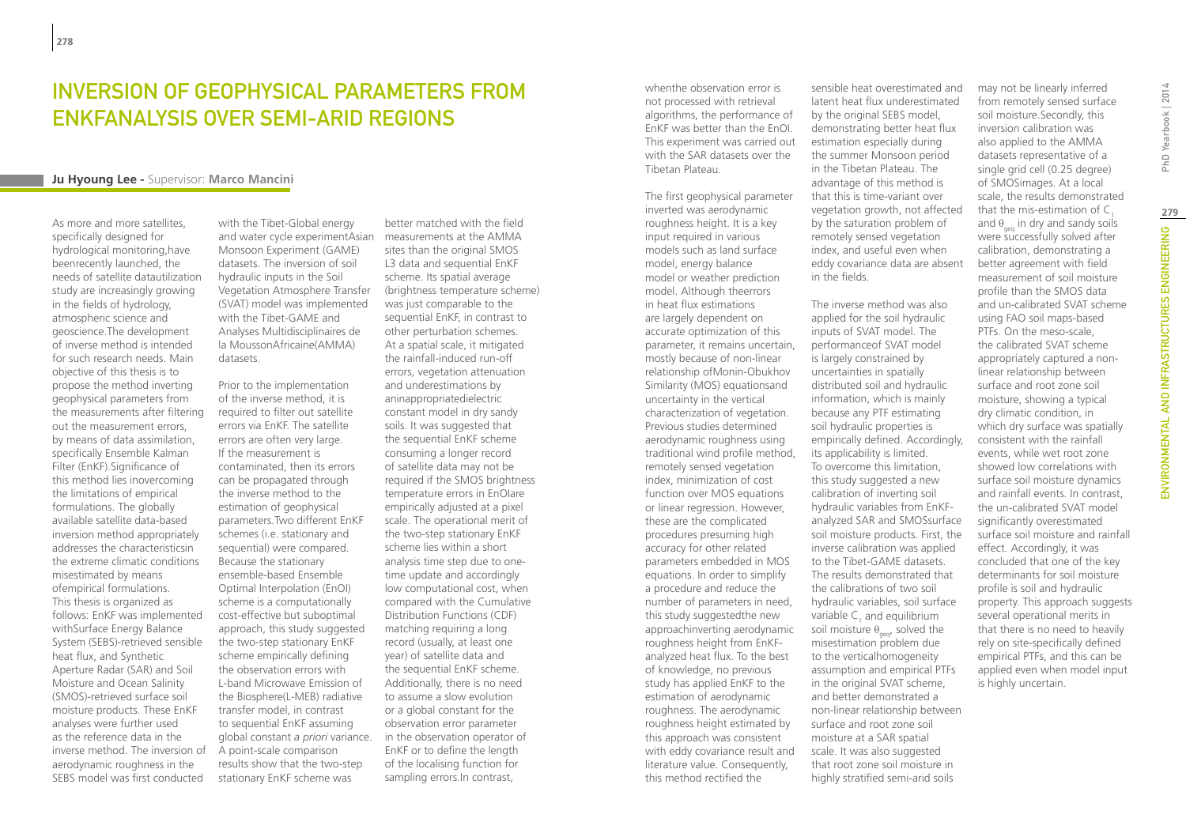# Inversion of Geophysical Parameters from EnKFanalysis over Semi-Arid Regions

**Ju Hyoung Lee** - Supervisor: **Marco Mancini**

As more and more satellites, specifically designed for hydrological monitoring,have beenrecently launched, the needs of satellite datautilization study are increasingly growing in the fields of hydrology, atmospheric science and geoscience.The development of inverse method is intended for such research needs. Main objective of this thesis is to propose the method inverting geophysical parameters from the measurements after filtering out the measurement errors, by means of data assimilation, specifically Ensemble Kalman Filter (EnKF).Significance of this method lies inovercoming the limitations of empirical formulations. The globally available satellite data-based inversion method appropriately addresses the characteristicsin the extreme climatic conditions misestimated by means ofempirical formulations. This thesis is organized as follows: EnKF was implemented withSurface Energy Balance System (SEBS)-retrieved sensible heat flux, and Synthetic Aperture Radar (SAR) and Soil Moisture and Ocean Salinity (SMOS)-retrieved surface soil moisture products. These EnKF analyses were further used as the reference data in the inverse method. The inversion of aerodynamic roughness in the SEBS model was first conducted with the Tibet-Global energy and water cycle experimentAsian Monsoon Experiment (GAME) datasets. The inversion of soil hydraulic inputs in the Soil Vegetation Atmosphere Transfer (SVAT) model was implemented with the Tibet-GAME and Analyses Multidisciplinaires de la MoussonAfricaine(AMMA) datasets.

Prior to the implementation of the inverse method, it is required to filter out satellite errors via EnKF. The satellite errors are often very large. If the measurement is contaminated, then its errors can be propagated through the inverse method to the estimation of geophysical parameters.Two different EnKF schemes (i.e. stationary and sequential) were compared. Because the stationary ensemble-based Ensemble Optimal Interpolation (EnOI) scheme is a computationally cost-effective but suboptimal approach, this study suggested the two-step stationary EnKF scheme empirically defining the observation errors with L-band Microwave Emission of the Biosphere(L-MEB) radiative transfer model, in contrast to sequential EnKF assuming global constant *a priori* variance. A point-scale comparison results show that the two-step stationary EnKF scheme was better matched with the field measurements at the AMMA sites than the original SMOS L3 data and sequential EnKF scheme. Its spatial average (brightness temperature scheme) was just comparable to the sequential EnKF, in contrast to other perturbation schemes. At a spatial scale, it mitigated the rainfall-induced run-off errors, vegetation attenuation and underestimations by aninappropriatedielectric constant model in dry sandy soils. It was suggested that the sequential EnKF scheme consuming a longer record of satellite data may not be required if the SMOS brightness temperature errors in EnOIare empirically adjusted at a pixel scale. The operational merit of the two-step stationary EnKF scheme lies within a short analysis time step due to one-time update and accordingly low computational cost, when compared with the Cumulative Distribution Functions (CDF) matching requiring a long record (usually, at least one year) of satellite data and the sequential EnKF scheme. Additionally, there is no need to assume a slow evolution or a global constant for the observation error parameter in the observation operator of EnKF or to define the length of the localising function for sampling errors.In contrast, whenthe observation error is not processed with retrieval algorithms, the performance of EnKF was better than the EnOI. This experiment was carried out with the SAR datasets over the Tibetan Plateau.

The first geophysical parameter inverted was aerodynamic roughness height. It is a key input required in various models such as land surface model, energy balance model or weather prediction model. Although theerrors in heat flux estimations are largely dependent on accurate optimization of this parameter, it remains uncertain, mostly because of non-linear relationship ofMonin-Obukhov Similarity (MOS) equationsand uncertainty in the vertical characterization of vegetation. Previous studies determined aerodynamic roughness using traditional wind profile method, remotely sensed vegetation index, minimization of cost function over MOS equations or linear regression. However, these are the complicated procedures presuming high accuracy for other related parameters embedded in MOS equations. In order to simplify a procedure and reduce the number of parameters in need, this study suggestedthe new approachinverting aerodynamic roughness height from EnKF-analyzed heat flux. To the best of knowledge, no previous study has applied EnKF to the estimation of aerodynamic roughness. The aerodynamic roughness height estimated by this approach was consistent with eddy covariance result and literature value. Consequently, this method rectified the sensible heat overestimated and latent heat flux underestimated by the original SEBS model, demonstrating better heat flux estimation especially during the summer Monsoon period in the Tibetan Plateau. The advantage of this method is that this is time-variant over vegetation growth, not affected by the saturation problem of remotely sensed vegetation index, and useful even when eddy covariance data are absent in the fields.

The inverse method was also applied for the soil hydraulic inputs of SVAT model. The performanceof SVAT model is largely constrained by uncertainties in spatially distributed soil and hydraulic information, which is mainly because any PTF estimating soil hydraulic properties is empirically defined. Accordingly, its applicability is limited. To overcome this limitation, this study suggested a new calibration of inverting soil hydraulic variables from EnKF-analyzed SAR and SMOSsurface soil moisture products. First, the inverse calibration was applied to the Tibet-GAME datasets. The results demonstrated that the calibrations of two soil hydraulic variables, soil surface variable $C_1$ and equilibrium soil moisture $\theta_{geq}$, solved the misestimation problem due to the verticalhomogeneity assumption and empirical PTFs in the original SVAT scheme, and better demonstrated a non-linear relationship between surface and root zone soil moisture at a SAR spatial scale. It was also suggested that root zone soil moisture in highly stratified semi-arid soils may not be linearly inferred from remotely sensed surface soil moisture.Secondly, this inversion calibration was also applied to the AMMA datasets representative of a single grid cell (0.25 degree) of SMOSimages. At a local scale, the results demonstrated that the mis-estimation of $C_1$ and $\theta_{geq}$ in dry and sandy soils were successfully solved after calibration, demonstrating a better agreement with field measurement of soil moisture profile than the SMOS data and un-calibrated SVAT scheme using FAO soil maps-based PTFs. On the meso-scale, the calibrated SVAT scheme appropriately captured a non-linear relationship between surface and root zone soil moisture, showing a typical dry climatic condition, in which dry surface was spatially consistent with the rainfall events, while wet root zone showed low correlations with surface soil moisture dynamics and rainfall events. In contrast, the un-calibrated SVAT model significantly overestimated surface soil moisture and rainfall effect. Accordingly, it was concluded that one of the key determinants for soil moisture profile is soil and hydraulic property. This approach suggests several operational merits in that there is no need to heavily rely on site-specifically defined empirical PTFs, and this can be applied even when model input is highly uncertain.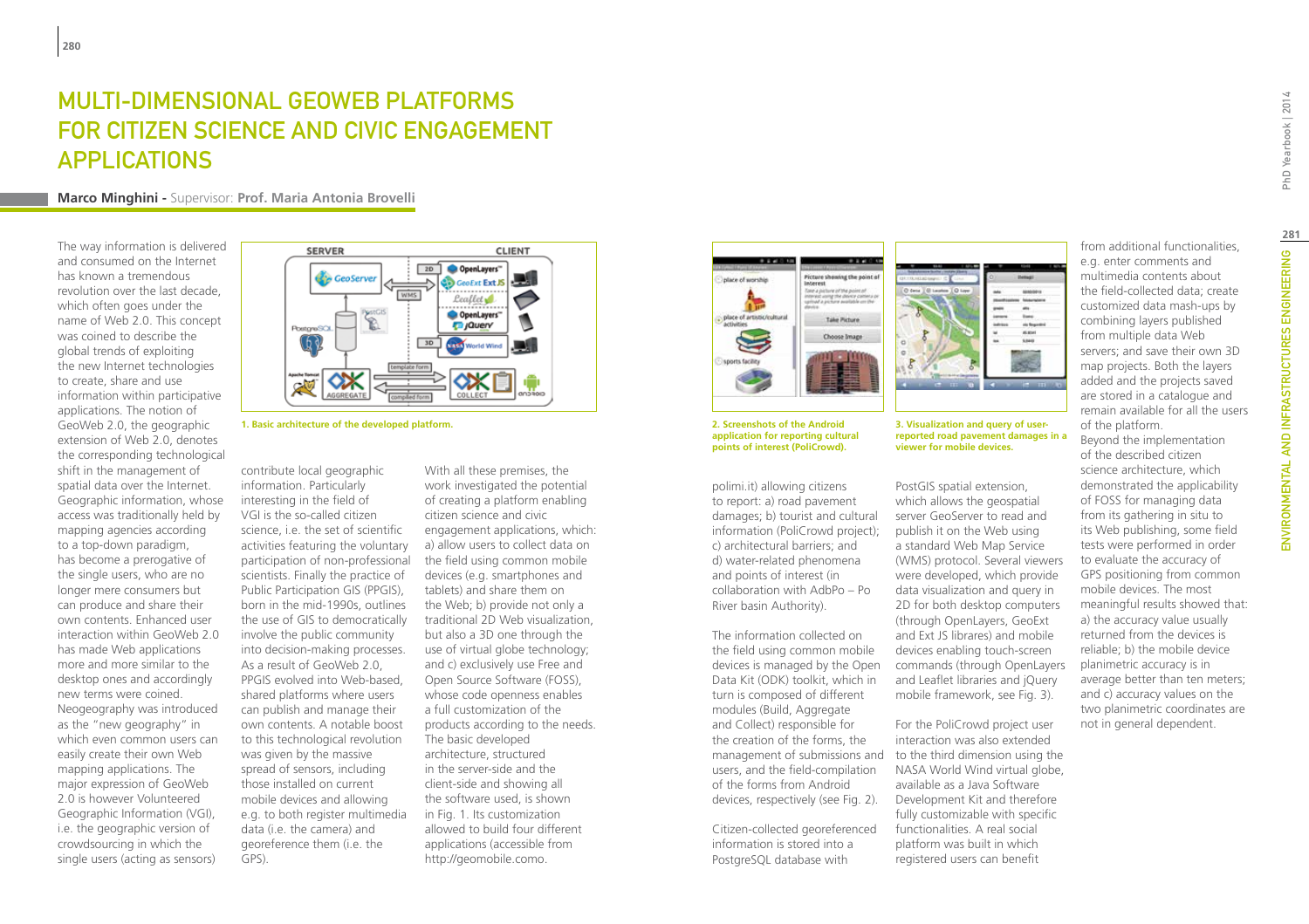# MULTI-DIMENSIONAL GEOWEB PLATFORMS FOR CITIZEN SCIENCE AND CIVIC ENGAGEMENT APPLICATIONS

**Marco Minghini -** Supervisor: **Prof. Maria Antonia Brovelli**

The way information is delivered and consumed on the Internet has known a tremendous revolution over the last decade, which often goes under the name of Web 2.0. This concept was coined to describe the global trends of exploiting the new Internet technologies to create, share and use information within participative applications. The notion of GeoWeb 2.0, the geographic extension of Web 2.0, denotes the corresponding technological shift in the management of spatial data over the Internet. Geographic information, whose access was traditionally held by mapping agencies according to a top-down paradigm, has become a prerogative of the single users, who are no longer mere consumers but can produce and share their own contents. Enhanced user interaction within GeoWeb 2.0 has made Web applications more and more similar to the desktop ones and accordingly new terms were coined. Neogeography was introduced as the "new geography" in which even common users can easily create their own Web mapping applications. The major expression of GeoWeb 2.0 is however Volunteered Geographic Information (VGI), i.e. the geographic version of crowdsourcing in which the single users (acting as sensors) contribute local geographic information. Particularly interesting in the field of VGI is the so-called citizen science, i.e. the set of scientific activities featuring the voluntary participation of non-professional scientists. Finally the practice of Public Participation GIS (PPGIS), born in the mid-1990s, outlines the use of GIS to democratically involve the public community into decision-making processes. As a result of GeoWeb 2.0, PPGIS evolved into Web-based, shared platforms where users can publish and manage their own contents. A notable boost to this technological revolution was given by the massive spread of sensors, including those installed on current mobile devices and allowing e.g. to both register multimedia data (i.e. the camera) and georeference them (i.e. the GPS).

**1. Basic architecture of the developed platform.**

With all these premises, the work investigated the potential of creating a platform enabling citizen science and civic engagement applications, which: a) allow users to collect data on the field using common mobile devices (e.g. smartphones and tablets) and share them on the Web; b) provide not only a traditional 2D Web visualization, but also a 3D one through the use of virtual globe technology; and c) exclusively use Free and Open Source Software (FOSS), whose code openness enables a full customization of the products according to the needs. The basic developed architecture, structured in the server-side and the client-side and showing all the software used, is shown in Fig. 1. Its customization allowed to build four different applications (accessible from http://geomobile.como.polimi.it) allowing citizens to report: a) road pavement damages; b) tourist and cultural information (PoliCrowd project); c) architectural barriers; and d) water-related phenomena and points of interest (in collaboration with AdbPo – Po River basin Authority).

**2. Screenshots of the Android application for reporting cultural points of interest (PoliCrowd).**

**3. Visualization and query of user-reported road pavement damages in a viewer for mobile devices.**

The information collected on the field using common mobile devices is managed by the Open Data Kit (ODK) toolkit, which in turn is composed of different modules (Build, Aggregate and Collect) responsible for the creation of the forms, the management of submissions and users, and the field-compilation of the forms from Android devices, respectively (see Fig. 2).

Citizen-collected georeferenced information is stored into a PostgreSQL database with PostGIS spatial extension, which allows the geospatial server GeoServer to read and publish it on the Web using a standard Web Map Service (WMS) protocol. Several viewers were developed, which provide data visualization and query in 2D for both desktop computers (through OpenLayers, GeoExt and Ext JS libraries) and mobile devices enabling touch-screen commands (through OpenLayers and Leaflet libraries and jQuery mobile framework, see Fig. 3).

For the PoliCrowd project user interaction was also extended to the third dimension using the NASA World Wind virtual globe, available as a Java Software Development Kit and therefore fully customizable with specific functionalities. A real social platform was built in which registered users can benefit from additional functionalities, e.g. enter comments and multimedia contents about the field-collected data; create customized data mash-ups by combining layers published from multiple data Web servers; and save their own 3D map projects. Both the layers added and the projects saved are stored in a catalogue and remain available for all the users of the platform.

Beyond the implementation of the described citizen science architecture, which demonstrated the applicability of FOSS for managing data from its gathering in situ to its Web publishing, some field tests were performed in order to evaluate the accuracy of GPS positioning from common mobile devices. The most meaningful results showed that: a) the accuracy value usually returned from the devices is reliable; b) the mobile device planimetric accuracy is in average better than ten meters; and c) accuracy values on the two planimetric coordinates are not in general dependent.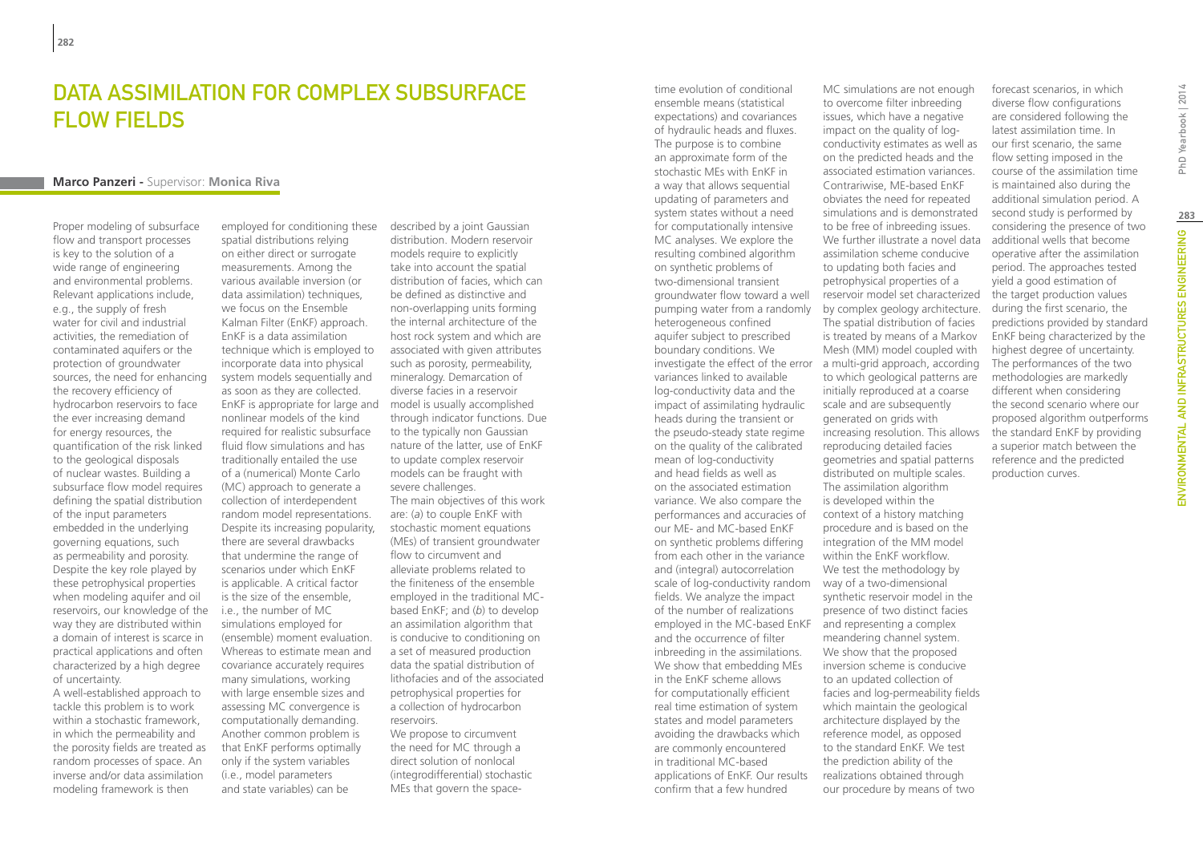# Data Assimilation for Complex Subsurface Flow Fields

**Marco Panzeri** - Supervisor: **Monica Riva**

Proper modeling of subsurface flow and transport processes is key to the solution of a wide range of engineering and environmental problems. Relevant applications include, e.g., the supply of fresh water for civil and industrial activities, the remediation of contaminated aquifers or the protection of groundwater sources, the need for enhancing the recovery efficiency of hydrocarbon reservoirs to face the ever increasing demand for energy resources, the quantification of the risk linked to the geological disposals of nuclear wastes. Building a subsurface flow model requires defining the spatial distribution of the input parameters embedded in the underlying governing equations, such as permeability and porosity. Despite the key role played by these petrophysical properties when modeling aquifer and oil reservoirs, our knowledge of the way they are distributed within a domain of interest is scarce in practical applications and often characterized by a high degree of uncertainty.

A well-established approach to tackle this problem is to work within a stochastic framework, in which the permeability and the porosity fields are treated as random processes of space. An inverse and/or data assimilation modeling framework is then employed for conditioning these spatial distributions relying on either direct or surrogate measurements. Among the various available inversion (or data assimilation) techniques, we focus on the Ensemble Kalman Filter (EnKF) approach. EnKF is a data assimilation technique which is employed to incorporate data into physical system models sequentially and as soon as they are collected. EnKF is appropriate for large and nonlinear models of the kind required for realistic subsurface fluid flow simulations and has traditionally entailed the use of a (numerical) Monte Carlo (MC) approach to generate a collection of interdependent random model representations. Despite its increasing popularity, there are several drawbacks that undermine the range of scenarios under which EnKF is applicable. A critical factor is the size of the ensemble, i.e., the number of MC simulations employed for (ensemble) moment evaluation. Whereas to estimate mean and covariance accurately requires many simulations, working with large ensemble sizes and assessing MC convergence is computationally demanding. Another common problem is that EnKF performs optimally only if the system variables (i.e., model parameters and state variables) can be described by a joint Gaussian distribution. Modern reservoir models require to explicitly take into account the spatial distribution of facies, which can be defined as distinctive and non-overlapping units forming the internal architecture of the host rock system and which are associated with given attributes such as porosity, permeability, mineralogy. Demarcation of diverse facies in a reservoir model is usually accomplished through indicator functions. Due to the typically non Gaussian nature of the latter, use of EnKF to update complex reservoir models can be fraught with severe challenges.

The main objectives of this work are: (*a*) to couple EnKF with stochastic moment equations (MEs) of transient groundwater flow to circumvent and alleviate problems related to the finiteness of the ensemble employed in the traditional MC-based EnKF; and (*b*) to develop an assimilation algorithm that is conducive to conditioning on a set of measured production data the spatial distribution of lithofacies and of the associated petrophysical properties for a collection of hydrocarbon reservoirs.

We propose to circumvent the need for MC through a direct solution of nonlocal (integrodifferential) stochastic MEs that govern the space-time evolution of conditional ensemble means (statistical expectations) and covariances of hydraulic heads and fluxes. The purpose is to combine an approximate form of the stochastic MEs with EnKF in a way that allows sequential updating of parameters and system states without a need for computationally intensive MC analyses. We explore the resulting combined algorithm on synthetic problems of two-dimensional transient groundwater flow toward a well pumping water from a randomly heterogeneous confined aquifer subject to prescribed boundary conditions. We investigate the effect of the error variances linked to available log-conductivity data and the impact of assimilating hydraulic heads during the transient or the pseudo-steady state regime on the quality of the calibrated mean of log-conductivity and head fields as well as on the associated estimation variance. We also compare the performances and accuracies of our ME- and MC-based EnKF on synthetic problems differing from each other in the variance and (integral) autocorrelation scale of log-conductivity random fields. We analyze the impact of the number of realizations employed in the MC-based EnKF and the occurrence of filter inbreeding in the assimilations. We show that embedding MEs in the EnKF scheme allows for computationally efficient real time estimation of system states and model parameters avoiding the drawbacks which are commonly encountered in traditional MC-based applications of EnKF. Our results confirm that a few hundred MC simulations are not enough to overcome filter inbreeding issues, which have a negative impact on the quality of log-conductivity estimates as well as on the predicted heads and the associated estimation variances. Contrariwise, ME-based EnKF obviates the need for repeated simulations and is demonstrated to be free of inbreeding issues.

We further illustrate a novel data assimilation scheme conducive to updating both facies and petrophysical properties of a reservoir model set characterized by complex geology architecture. The spatial distribution of facies is treated by means of a Markov Mesh (MM) model coupled with a multi-grid approach, according to which geological patterns are initially reproduced at a coarse scale and are subsequently generated on grids with increasing resolution. This allows reproducing detailed facies geometries and spatial patterns distributed on multiple scales. The assimilation algorithm is developed within the context of a history matching procedure and is based on the integration of the MM model within the EnKF workflow. We test the methodology by way of a two-dimensional synthetic reservoir model in the presence of two distinct facies and representing a complex meandering channel system. We show that the proposed inversion scheme is conducive to an updated collection of facies and log-permeability fields which maintain the geological architecture displayed by the reference model, as opposed to the standard EnKF. We test the prediction ability of the realizations obtained through our procedure by means of two forecast scenarios, in which diverse flow configurations are considered following the latest assimilation time. In our first scenario, the same flow setting imposed in the course of the assimilation time is maintained also during the additional simulation period. A second study is performed by considering the presence of two additional wells that become operative after the assimilation period. The approaches tested yield a good estimation of the target production values during the first scenario, the predictions provided by standard EnKF being characterized by the highest degree of uncertainty. The performances of the two methodologies are markedly different when considering the second scenario where our proposed algorithm outperforms the standard EnKF by providing a superior match between the reference and the predicted production curves.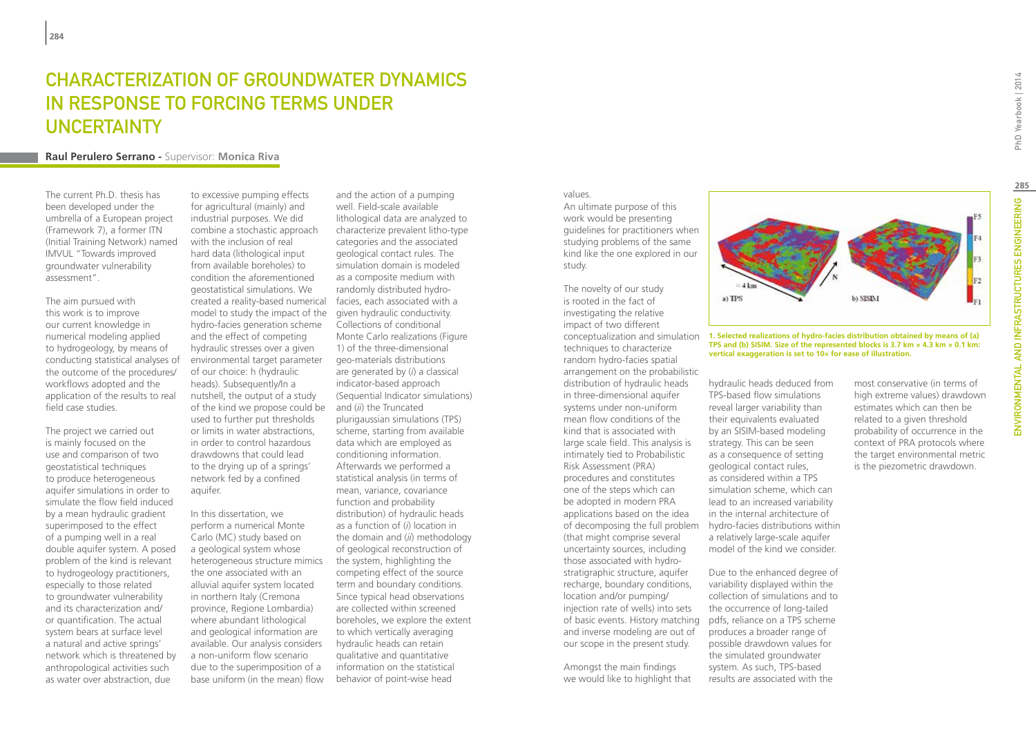# CHARACTERIZATION OF GROUNDWATER DYNAMICS IN RESPONSE TO FORCING TERMS UNDER UNCERTAINTY

**Raul Perulero Serrano -** Supervisor: **Monica Riva**

The current Ph.D. thesis has been developed under the umbrella of a European project (Framework 7), a former ITN (Initial Training Network) named IMVUL "Towards improved groundwater vulnerability assessment".

The aim pursued with this work is to improve our current knowledge in numerical modeling applied to hydrogeology, by means of conducting statistical analyses of the outcome of the procedures/workflows adopted and the application of the results to real field case studies.

The project we carried out is mainly focused on the use and comparison of two geostatistical techniques to produce heterogeneous aquifer simulations in order to simulate the flow field induced by a mean hydraulic gradient superimposed to the effect of a pumping well in a real double aquifer system. A posed problem of the kind is relevant to hydrogeology practitioners, especially to those related to groundwater vulnerability and its characterization and/or quantification. The actual system bears at surface level a natural and active springs' network which is threatened by anthropological activities such as water over abstraction, due to excessive pumping effects for agricultural (mainly) and industrial purposes. We did combine a stochastic approach with the inclusion of real hard data (lithological input from available boreholes) to condition the aforementioned geostatistical simulations. We created a reality-based numerical model to study the impact of the hydro-facies generation scheme and the effect of competing hydraulic stresses over a given environmental target parameter of our choice: h (hydraulic heads). Subsequently/In a nutshell, the output of a study of the kind we propose could be used to further put thresholds or limits in water abstractions, in order to control hazardous drawdowns that could lead to the drying up of a springs' network fed by a confined aquifer.

In this dissertation, we perform a numerical Monte Carlo (MC) study based on a geological system whose heterogeneous structure mimics the one associated with an alluvial aquifer system located in northern Italy (Cremona province, Regione Lombardia) where abundant lithological and geological information are available. Our analysis considers a non-uniform flow scenario due to the superimposition of a base uniform (in the mean) flow and the action of a pumping well. Field-scale available lithological data are analyzed to characterize prevalent litho-type categories and the associated geological contact rules. The simulation domain is modeled as a composite medium with randomly distributed hydro-facies, each associated with a given hydraulic conductivity. Collections of conditional Monte Carlo realizations (Figure 1) of the three-dimensional geo-materials distributions are generated by (*i*) a classical indicator-based approach (Sequential Indicator simulations) and (*ii*) the Truncated plurigaussian simulations (TPS) scheme, starting from available data which are employed as conditioning information. Afterwards we performed a statistical analysis (in terms of mean, variance, covariance function and probability distribution) of hydraulic heads as a function of (*i*) location in the domain and (*ii*) methodology of geological reconstruction of the system, highlighting the competing effect of the source term and boundary conditions. Since typical head observations are collected within screened boreholes, we explore the extent to which vertically averaging hydraulic heads can retain qualitative and quantitative information on the statistical behavior of point-wise head values.

An ultimate purpose of this work would be presenting guidelines for practitioners when studying problems of the same kind like the one explored in our study.

The novelty of our study is rooted in the fact of investigating the relative impact of two different conceptualization and simulation techniques to characterize random hydro-facies spatial arrangement on the probabilistic distribution of hydraulic heads in three-dimensional aquifer systems under non-uniform mean flow conditions of the kind that is associated with large scale field. This analysis is intimately tied to Probabilistic Risk Assessment (PRA) procedures and constitutes one of the steps which can be adopted in modern PRA applications based on the idea of decomposing the full problem (that might comprise several uncertainty sources, including those associated with hydro-stratigraphic structure, aquifer recharge, boundary conditions, location and/or pumping/injection rate of wells) into sets of basic events. History matching and inverse modeling are out of our scope in the present study.

Amongst the main findings we would like to highlight that hydraulic heads deduced from TPS-based flow simulations reveal larger variability than their equivalents evaluated by an SISIM-based modeling strategy. This can be seen as a consequence of setting geological contact rules, as considered within a TPS simulation scheme, which can lead to an increased variability in the internal architecture of hydro-facies distributions within a relatively large-scale aquifer model of the kind we consider.

Due to the enhanced degree of variability displayed within the collection of simulations and to the occurrence of long-tailed pdfs, reliance on a TPS scheme produces a broader range of possible drawdown values for the simulated groundwater system. As such, TPS-based results are associated with the most conservative (in terms of high extreme values) drawdown estimates which can then be related to a given threshold probability of occurrence in the context of PRA protocols where the target environmental metric is the piezometric drawdown.

**1. Selected realizations of hydro-facies distribution obtained by means of (a) TPS and (b) SISIM. Size of the represented blocks is 3.7 km × 4.3 km × 0.1 km: vertical exaggeration is set to 10× for ease of illustration.**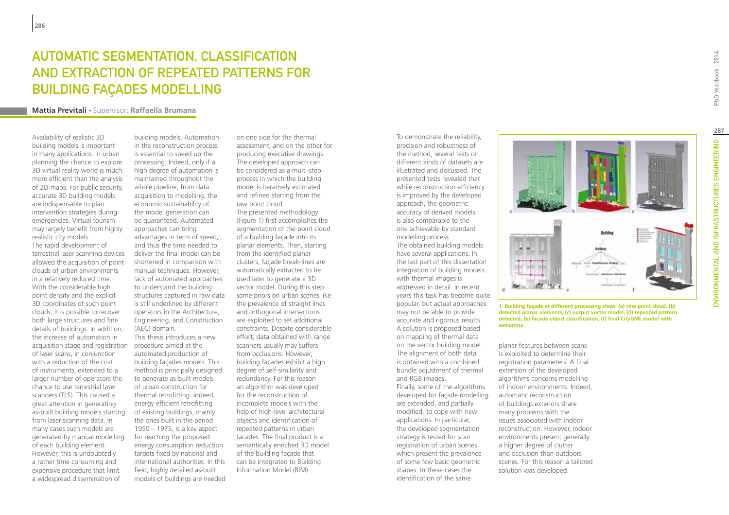# AUTOMATIC SEGMENTATION, CLASSIFICATION AND EXTRACTION OF REPEATED PATTERNS FOR BUILDING FAÇADES MODELLING

**Mattia Previtali - Supervisor: Raffaella Brumana**

Availability of realistic 3D building models is important in many applications. In urban planning the chance to explore 3D virtual reality world is much more efficient than the analysis of 2D maps. For public security, accurate 3D building models are indispensable to plan intervention strategies during emergencies. Virtual tourism may largely benefit from highly realistic city models.
The rapid development of terrestrial laser scanning devices allowed the acquisition of point clouds of urban environments in a relatively reduced time. With the considerable high point density and the explicit 3D coordinates of such point clouds, it is possible to recover both large structures and fine details of buildings. In addition, the increase of automation in acquisition stage and registration of laser scans, in conjunction with a reduction of the cost of instruments, extended to a larger number of operators the chance to use terrestrial laser scanners (TLS). This caused a great attention in generating as-built building models starting from laser scanning data. In many cases such models are generated by manual modelling of each building element. However, this is undoubtedly a rather time consuming and expensive procedure that limit a widespread dissemination of building models. Automation in the reconstruction process is essential to speed up the processing. Indeed, only if a high degree of automation is maintained throughout the whole pipeline, from data acquisition to modelling, the economic sustainability of the model generation can be guaranteed. Automated approaches can bring advantages in term of speed, and thus the time needed to deliver the final model can be shortened in comparison with manual techniques. However, lack of automated approaches to understand the building structures captured in raw data is still underlined by different operators in the Architecture, Engineering, and Construction (AEC) domain.
This thesis introduces a new procedure aimed at the automated production of building façades models. This method is principally designed to generate as-built models of urban construction for thermal retrofitting. Indeed, energy efficient retrofitting of existing buildings, mainly the ones built in the period 1950 – 1975, is a key aspect for reaching the proposed energy consumption reduction targets fixed by national and international authorities. In this field, highly detailed as-built models of buildings are needed on one side for the thermal assessment, and on the other for producing executive drawings. The developed approach can be considered as a multi-step process in which the building model is iteratively estimated and refined starting from the raw point cloud.
The presented methodology (Figure 1) first accomplishes the segmentation of the point cloud of a building façade into its planar elements. Then, starting from the identified planar clusters, façade break-lines are automatically extracted to be used later to generate a 3D vector model. During this step some priors on urban scenes like the prevalence of straight lines and orthogonal intersections are exploited to set additional constraints. Despite considerable effort, data obtained with range scanners usually may suffers from occlusions. However, building facades exhibit a high degree of self-similarity and redundancy. For this reason an algorithm was developed for the reconstruction of incomplete models with the help of high-level architectural objects and identification of repeated patterns in urban facades. The final product is a semantically enriched 3D model of the building façade that can be integrated to Building Information Model (BIM).
To demonstrate the reliability, precision and robustness of the method, several tests on different kinds of datasets are illustrated and discussed. The presented tests revealed that while reconstruction efficiency is improved by the developed approach, the geometric accuracy of derived models is also comparable to the one achievable by standard modelling process.
The obtained building models have several applications. In the last part of this dissertation integration of building models with thermal images is addressed in detail. In recent years this task has become quite popular, but actual approaches may not be able to provide accurate and rigorous results. A solution is proposed based on mapping of thermal data on the vector building model. The alignment of both data is obtained with a combined bundle adjustment of thermal and RGB images.
Finally, some of the algorithms developed for façade modelling are extended, and partially modified, to cope with new applications. In particular, the developed segmentation strategy is tested for scan registration of urban scenes which present the prevalence of some few basic geometric shapes. In these cases the identification of the same planar features between scans is exploited to determine their registration parameters. A final extension of the developed algorithms concerns modelling of indoor environments. Indeed, automatic reconstruction of buildings exteriors share many problems with the issues associated with indoor reconstruction. However, indoor environments present generally a higher degree of clutter and occlusion than outdoors scenes. For this reason a tailored solution was developed.

**1. Building façade at different processing steps: (a) row point cloud, (b) detected planar elements, (c) output vector model, (d) repeated pattern detected, (e) façade object classification, (f) final CityGML model with semantics.**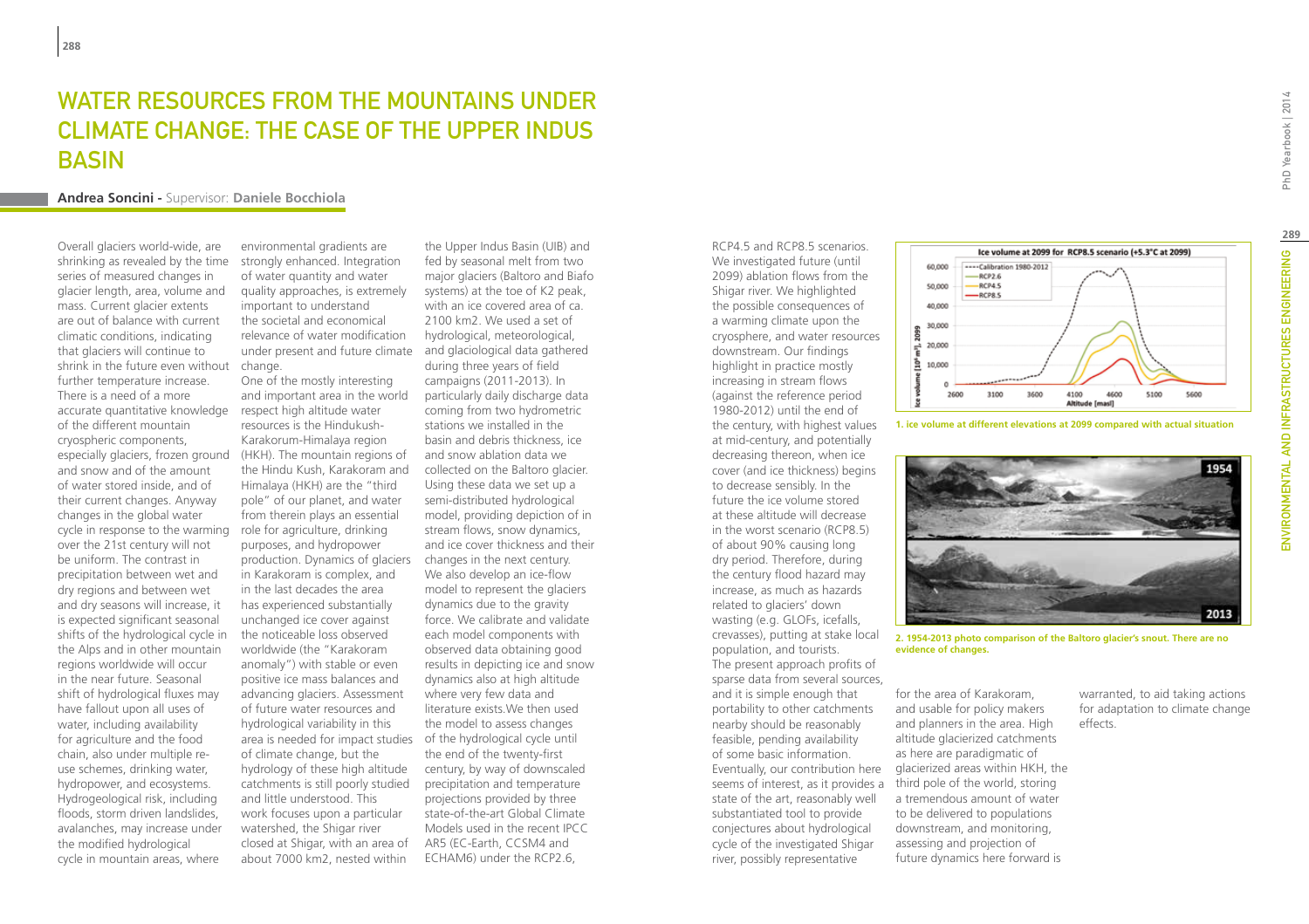# WATER RESOURCES FROM THE MOUNTAINS UNDER CLIMATE CHANGE: THE CASE OF THE UPPER INDUS BASIN

**Andrea Soncini** - Supervisor: **Daniele Bocchiola**

Overall glaciers world-wide, are shrinking as revealed by the time series of measured changes in glacier length, area, volume and mass. Current glacier extents are out of balance with current climatic conditions, indicating that glaciers will continue to shrink in the future even without further temperature increase. There is a need of a more accurate quantitative knowledge of the different mountain cryospheric components, especially glaciers, frozen ground and snow and of the amount of water stored inside, and of their current changes. Anyway changes in the global water cycle in response to the warming over the 21st century will not be uniform. The contrast in precipitation between wet and dry regions and between wet and dry seasons will increase, it is expected significant seasonal shifts of the hydrological cycle in the Alps and in other mountain regions worldwide will occur in the near future. Seasonal shift of hydrological fluxes may have fallout upon all uses of water, including availability for agriculture and the food chain, also under multiple re-use schemes, drinking water, hydropower, and ecosystems. Hydrogeological risk, including floods, storm driven landslides, avalanches, may increase under the modified hydrological cycle in mountain areas, where environmental gradients are strongly enhanced. Integration of water quantity and water quality approaches, is extremely important to understand the societal and economical relevance of water modification under present and future climate change.

One of the mostly interesting and important area in the world respect high altitude water resources is the Hindukush-Karakorum-Himalaya region (HKH). The mountain regions of the Hindu Kush, Karakoram and Himalaya (HKH) are the "third pole" of our planet, and water from therein plays an essential role for agriculture, drinking purposes, and hydropower production. Dynamics of glaciers in Karakoram is complex, and in the last decades the area has experienced substantially unchanged ice cover against the noticeable loss observed worldwide (the "Karakoram anomaly") with stable or even positive ice mass balances and advancing glaciers. Assessment of future water resources and hydrological variability in this area is needed for impact studies of climate change, but the hydrology of these high altitude catchments is still poorly studied and little understood. This work focuses upon a particular watershed, the Shigar river closed at Shigar, with an area of about 7000 km2, nested within the Upper Indus Basin (UIB) and fed by seasonal melt from two major glaciers (Baltoro and Biafo systems) at the toe of K2 peak, with an ice covered area of ca. 2100 km2. We used a set of hydrological, meteorological, and glaciological data gathered during three years of field campaigns (2011-2013). In particularly daily discharge data coming from two hydrometric stations we installed in the basin and debris thickness, ice and snow ablation data we collected on the Baltoro glacier. Using these data we set up a semi-distributed hydrological model, providing depiction of in stream flows, snow dynamics, and ice cover thickness and their changes in the next century. We also develop an ice-flow model to represent the glaciers dynamics due to the gravity force. We calibrate and validate each model components with observed data obtaining good results in depicting ice and snow dynamics also at high altitude where very few data and literature exists.We then used the model to assess changes of the hydrological cycle until the end of the twenty-first century, by way of downscaled precipitation and temperature projections provided by three state-of-the-art Global Climate Models used in the recent IPCC AR5 (EC-Earth, CCSM4 and ECHAM6) under the RCP2.6, RCP4.5 and RCP8.5 scenarios. We investigated future (until 2099) ablation flows from the Shigar river. We highlighted the possible consequences of a warming climate upon the cryosphere, and water resources downstream. Our findings highlight in practice mostly increasing in stream flows (against the reference period 1980-2012) until the end of the century, with highest values at mid-century, and potentially decreasing thereon, when ice cover (and ice thickness) begins to decrease sensibly. In the future the ice volume stored at these altitude will decrease in the worst scenario (RCP8.5) of about 90% causing long dry period. Therefore, during the century flood hazard may increase, as much as hazards related to glaciers' down wasting (e.g. GLOFs, icefalls, crevasses), putting at stake local population, and tourists.

The present approach profits of sparse data from several sources, and it is simple enough that portability to other catchments nearby should be reasonably feasible, pending availability of some basic information. Eventually, our contribution here seems of interest, as it provides a state of the art, reasonably well substantiated tool to provide conjectures about hydrological cycle of the investigated Shigar river, possibly representative for the area of Karakoram, and usable for policy makers and planners in the area. High altitude glacierized catchments as here are paradigmatic of glacierized areas within HKH, the third pole of the world, storing a tremendous amount of water to be delivered to populations downstream, and monitoring, assessing and projection of future dynamics here forward is warranted, to aid taking actions for adaptation to climate change effects.

**1. ice volume at different elevations at 2099 compared with actual situation**

**2. 1954-2013 photo comparison of the Baltoro glacier's snout. There are no evidence of changes.**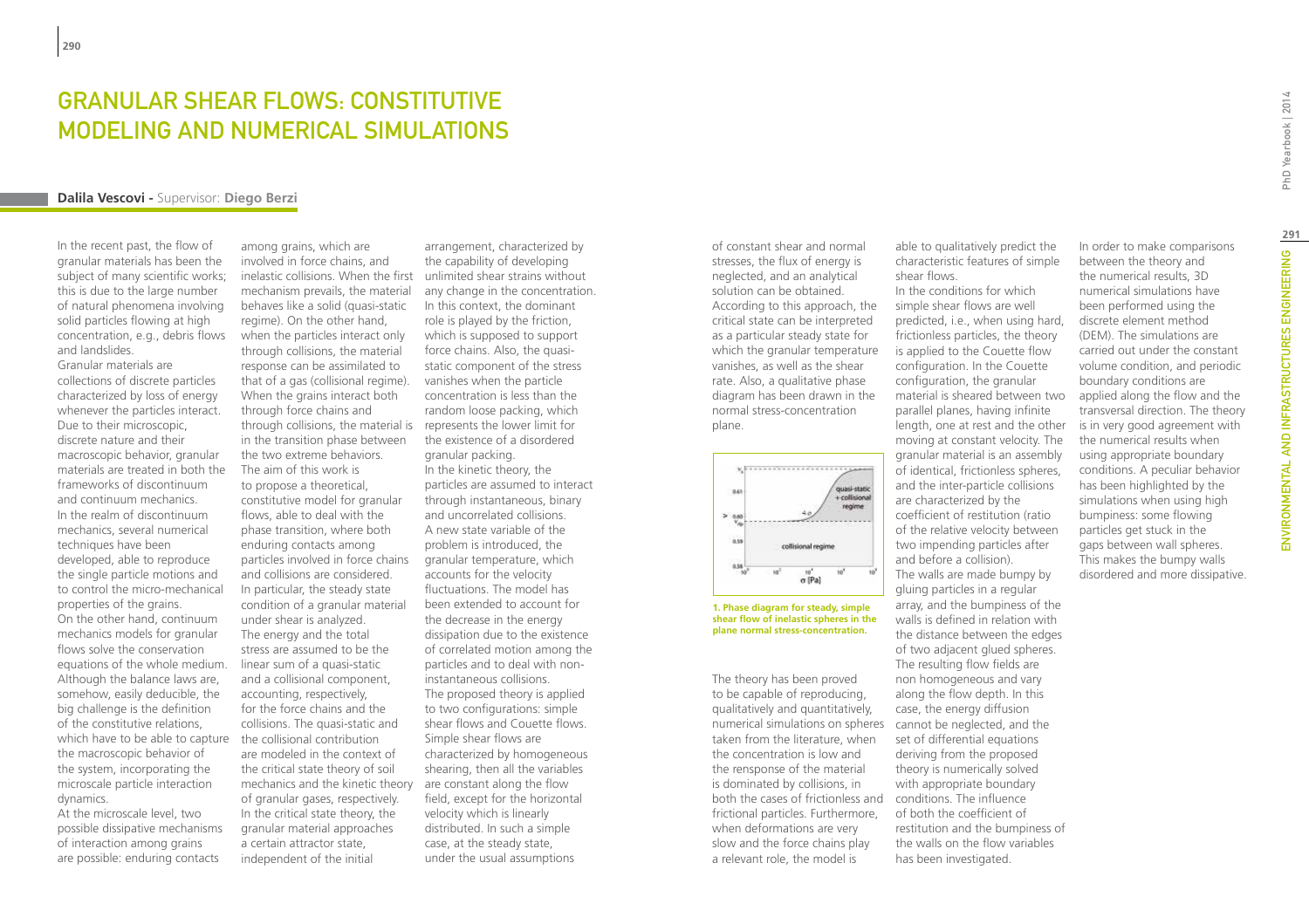# GRANULAR SHEAR FLOWS: CONSTITUTIVE MODELING AND NUMERICAL SIMULATIONS

**Dalila Vescovi -** Supervisor: **Diego Berzi**

In the recent past, the flow of granular materials has been the subject of many scientific works; this is due to the large number of natural phenomena involving solid particles flowing at high concentration, e.g., debris flows and landslides.

Granular materials are collections of discrete particles characterized by loss of energy whenever the particles interact. Due to their microscopic, discrete nature and their macroscopic behavior, granular materials are treated in both the frameworks of discontinuum and continuum mechanics. In the realm of discontinuum mechanics, several numerical techniques have been developed, able to reproduce the single particle motions and to control the micro-mechanical properties of the grains. On the other hand, continuum mechanics models for granular flows solve the conservation equations of the whole medium. Although the balance laws are, somehow, easily deducible, the big challenge is the definition of the constitutive relations, which have to be able to capture the macroscopic behavior of the system, incorporating the microscale particle interaction dynamics.

At the microscale level, two possible dissipative mechanisms of interaction among grains are possible: enduring contacts among grains, which are involved in force chains, and inelastic collisions. When the first mechanism prevails, the material behaves like a solid (quasi-static regime). On the other hand, when the particles interact only through collisions, the material response can be assimilated to that of a gas (collisional regime). When the grains interact both through force chains and through collisions, the material is in the transition phase between the two extreme behaviors.

The aim of this work is to propose a theoretical, constitutive model for granular flows, able to deal with the phase transition, where both enduring contacts among particles involved in force chains and collisions are considered. In particular, the steady state condition of a granular material under shear is analyzed. The energy and the total stress are assumed to be the linear sum of a quasi-static and a collisional component, accounting, respectively, for the force chains and the collisions. The quasi-static and the collisional contribution are modeled in the context of the critical state theory of soil mechanics and the kinetic theory of granular gases, respectively. In the critical state theory, the granular material approaches a certain attractor state, independent of the initial arrangement, characterized by the capability of developing unlimited shear strains without any change in the concentration. In this context, the dominant role is played by the friction, which is supposed to support force chains. Also, the quasi-static component of the stress vanishes when the particle concentration is less than the random loose packing, which represents the lower limit for the existence of a disordered granular packing.

In the kinetic theory, the particles are assumed to interact through instantaneous, binary and uncorrelated collisions. A new state variable of the problem is introduced, the granular temperature, which accounts for the velocity fluctuations. The model has been extended to account for the decrease in the energy dissipation due to the existence of correlated motion among the particles and to deal with non-instantaneous collisions.

The proposed theory is applied to two configurations: simple shear flows and Couette flows. Simple shear flows are characterized by homogeneous shearing, then all the variables are constant along the flow field, except for the horizontal velocity which is linearly distributed. In such a simple case, at the steady state, under the usual assumptions of constant shear and normal stresses, the flux of energy is neglected, and an analytical solution can be obtained. According to this approach, the critical state can be interpreted as a particular steady state for which the granular temperature vanishes, as well as the shear rate. Also, a qualitative phase diagram has been drawn in the normal stress-concentration plane.

0.61
0.60
0.59
0.58
quasi-static + collisional regime
collisional regime
σ [Pa]

**1. Phase diagram for steady, simple shear flow of inelastic spheres in the plane normal stress-concentration.**

The theory has been proved to be capable of reproducing, qualitatively and quantitatively, numerical simulations on spheres taken from the literature, when the concentration is low and the rensponse of the material is dominated by collisions, in both the cases of frictionless and frictional particles. Furthermore, when deformations are very slow and the force chains play a relevant role, the model is able to qualitatively predict the characteristic features of simple shear flows.

In the conditions for which simple shear flows are well predicted, i.e., when using hard, frictionless particles, the theory is applied to the Couette flow configuration. In the Couette configuration, the granular material is sheared between two parallel planes, having infinite length, one at rest and the other moving at constant velocity. The granular material is an assembly of identical, frictionless spheres, and the inter-particle collisions are characterized by the coefficient of restitution (ratio of the relative velocity between two impending particles after and before a collision). The walls are made bumpy by gluing particles in a regular array, and the bumpiness of the walls is defined in relation with the distance between the edges of two adjacent glued spheres. The resulting flow fields are non homogeneous and vary along the flow depth. In this case, the energy diffusion cannot be neglected, and the set of differential equations deriving from the proposed theory is numerically solved with appropriate boundary conditions. The influence of both the coefficient of restitution and the bumpiness of the walls on the flow variables has been investigated.

In order to make comparisons between the theory and the numerical results, 3D numerical simulations have been performed using the discrete element method (DEM). The simulations are carried out under the constant volume condition, and periodic boundary conditions are applied along the flow and the transversal direction. The theory is in very good agreement with the numerical results when using appropriate boundary conditions. A peculiar behavior has been highlighted by the simulations when using high bumpiness: some flowing particles get stuck in the gaps between wall spheres. This makes the bumpy walls disordered and more dissipative.